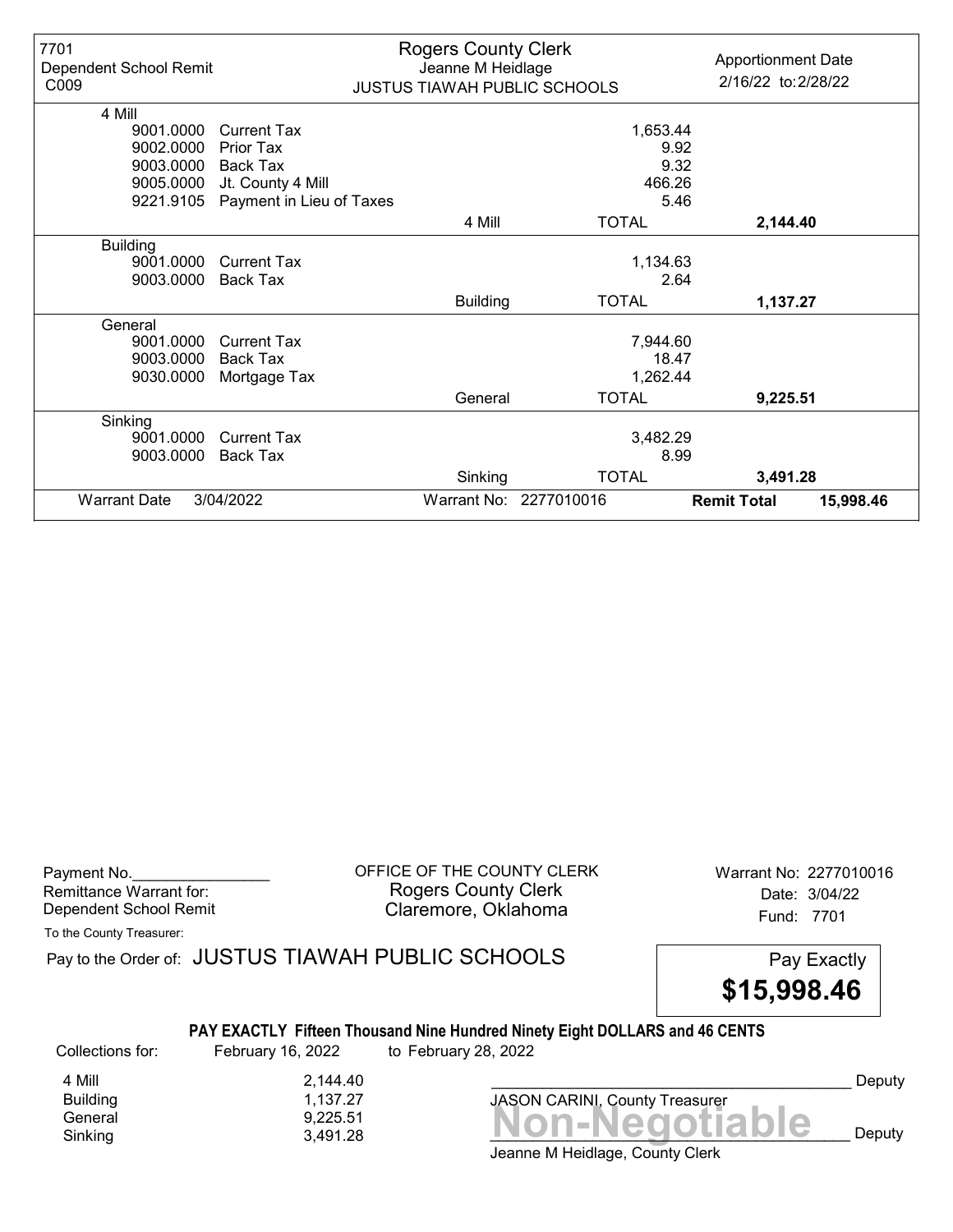| 7701 Dependent School Remit C009 | Rogers County Clerk Jeanne M Heidlage JUSTUS TIAWAH PUBLIC SCHOOLS | | | Apportionment Date 2/16/22 to: 2/28/22 |
|---|---|---|---|---|
| **4 Mill** | | | | |
| 9001.0000 | Current Tax | | 1,653.44 | |
| 9002.0000 | Prior Tax | | 9.92 | |
| 9003.0000 | Back Tax | | 9.32 | |
| 9005.0000 | Jt. County 4 Mill | | 466.26 | |
| 9221.9105 | Payment in Lieu of Taxes | | 5.46 | |
| | | 4 Mill | TOTAL | **2,144.40** |
| **Building** | | | | |
| 9001.0000 | Current Tax | | 1,134.63 | |
| 9003.0000 | Back Tax | | 2.64 | |
| | | Building | TOTAL | **1,137.27** |
| **General** | | | | |
| 9001.0000 | Current Tax | | 7,944.60 | |
| 9003.0000 | Back Tax | | 18.47 | |
| 9030.0000 | Mortgage Tax | | 1,262.44 | |
| | | General | TOTAL | **9,225.51** |
| **Sinking** | | | | |
| 9001.0000 | Current Tax | | 3,482.29 | |
| 9003.0000 | Back Tax | | 8.99 | |
| | | Sinking | TOTAL | **3,491.28** |
| Warrant Date | 3/04/2022 | Warrant No: 2277010016 | **Remit Total** | **15,998.46** |

Payment No.________________
Remittance Warrant for:
Dependent School Remit

OFFICE OF THE COUNTY CLERK
Rogers County Clerk
Claremore, Oklahoma

Warrant No: 2277010016
Date: 3/04/22
Fund: 7701

To the County Treasurer:

Pay to the Order of: JUSTUS TIAWAH PUBLIC SCHOOLS

Pay Exactly **$15,998.46**

**PAY EXACTLY Fifteen Thousand Nine Hundred Ninety Eight DOLLARS and 46 CENTS**

Collections for: February 16, 2022 to February 28, 2022

| | |
|---|---|
| 4 Mill | 2,144.40 |
| Building | 1,137.27 |
| General | 9,225.51 |
| Sinking | 3,491.28 |

__________________________________________ Deputy
JASON CARINI, County Treasurer

**Non-Negotiable**

__________________________________________ Deputy
Jeanne M Heidlage, County Clerk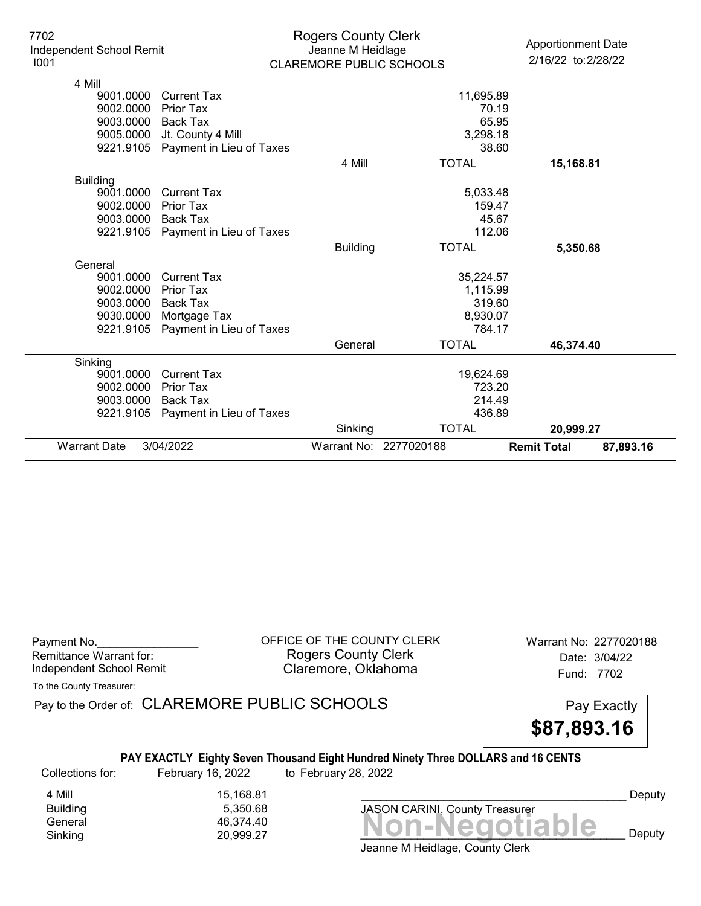7702
Independent School Remit
I001

Rogers County Clerk
Jeanne M Heidlage
CLAREMORE PUBLIC SCHOOLS

Apportionment Date
2/16/22 to: 2/28/22

| Code | Description | | Amount | Total |
|---|---|---|---|---|
| **4 Mill** | | | | |
| 9001.0000 | Current Tax | | 11,695.89 | |
| 9002.0000 | Prior Tax | | 70.19 | |
| 9003.0000 | Back Tax | | 65.95 | |
| 9005.0000 | Jt. County 4 Mill | | 3,298.18 | |
| 9221.9105 | Payment in Lieu of Taxes | | 38.60 | |
| | | 4 Mill | TOTAL | **15,168.81** |
| **Building** | | | | |
| 9001.0000 | Current Tax | | 5,033.48 | |
| 9002.0000 | Prior Tax | | 159.47 | |
| 9003.0000 | Back Tax | | 45.67 | |
| 9221.9105 | Payment in Lieu of Taxes | | 112.06 | |
| | | Building | TOTAL | **5,350.68** |
| **General** | | | | |
| 9001.0000 | Current Tax | | 35,224.57 | |
| 9002.0000 | Prior Tax | | 1,115.99 | |
| 9003.0000 | Back Tax | | 319.60 | |
| 9030.0000 | Mortgage Tax | | 8,930.07 | |
| 9221.9105 | Payment in Lieu of Taxes | | 784.17 | |
| | | General | TOTAL | **46,374.40** |
| **Sinking** | | | | |
| 9001.0000 | Current Tax | | 19,624.69 | |
| 9002.0000 | Prior Tax | | 723.20 | |
| 9003.0000 | Back Tax | | 214.49 | |
| 9221.9105 | Payment in Lieu of Taxes | | 436.89 | |
| | | Sinking | TOTAL | **20,999.27** |

Warrant Date 3/04/2022 — Warrant No: 2277020188 — **Remit Total 87,893.16**

---

Payment No.________________
Remittance Warrant for:
Independent School Remit

OFFICE OF THE COUNTY CLERK
Rogers County Clerk
Claremore, Oklahoma

Warrant No: 2277020188
Date: 3/04/22
Fund: 7702

To the County Treasurer:

Pay to the Order of: CLAREMORE PUBLIC SCHOOLS

Pay Exactly
**$87,893.16**

**PAY EXACTLY Eighty Seven Thousand Eight Hundred Ninety Three DOLLARS and 16 CENTS**

Collections for: February 16, 2022 to February 28, 2022

| | |
|---|---|
| 4 Mill | 15,168.81 |
| Building | 5,350.68 |
| General | 46,374.40 |
| Sinking | 20,999.27 |

__________________________________________ Deputy
JASON CARINI, County Treasurer

**Non-Negotiable**

__________________________________________ Deputy
Jeanne M Heidlage, County Clerk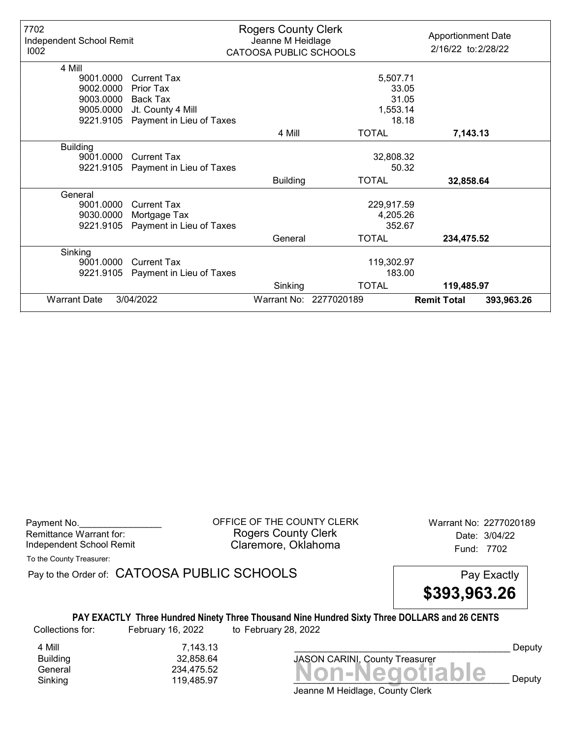| 7702 Independent School Remit I002 | Rogers County Clerk Jeanne M Heidlage CATOOSA PUBLIC SCHOOLS | | Apportionment Date 2/16/22 to: 2/28/22 |
|---|---|---|---|
| **4 Mill** | | | |
| 9001.0000 Current Tax | | 5,507.71 | |
| 9002.0000 Prior Tax | | 33.05 | |
| 9003.0000 Back Tax | | 31.05 | |
| 9005.0000 Jt. County 4 Mill | | 1,553.14 | |
| 9221.9105 Payment in Lieu of Taxes | | 18.18 | |
| | 4 Mill | TOTAL | **7,143.13** |
| **Building** | | | |
| 9001.0000 Current Tax | | 32,808.32 | |
| 9221.9105 Payment in Lieu of Taxes | | 50.32 | |
| | Building | TOTAL | **32,858.64** |
| **General** | | | |
| 9001.0000 Current Tax | | 229,917.59 | |
| 9030.0000 Mortgage Tax | | 4,205.26 | |
| 9221.9105 Payment in Lieu of Taxes | | 352.67 | |
| | General | TOTAL | **234,475.52** |
| **Sinking** | | | |
| 9001.0000 Current Tax | | 119,302.97 | |
| 9221.9105 Payment in Lieu of Taxes | | 183.00 | |
| | Sinking | TOTAL | **119,485.97** |
| Warrant Date 3/04/2022 | Warrant No: 2277020189 | | **Remit Total** 393,963.26 |

Payment No.________________
Remittance Warrant for:
Independent School Remit

OFFICE OF THE COUNTY CLERK
Rogers County Clerk
Claremore, Oklahoma

Warrant No: 2277020189
Date: 3/04/22
Fund: 7702

To the County Treasurer:

Pay to the Order of: CATOOSA PUBLIC SCHOOLS

Pay Exactly
**$393,963.26**

**PAY EXACTLY Three Hundred Ninety Three Thousand Nine Hundred Sixty Three DOLLARS and 26 CENTS**

Collections for: February 16, 2022 to February 28, 2022

| | |
|---|---|
| 4 Mill | 7,143.13 |
| Building | 32,858.64 |
| General | 234,475.52 |
| Sinking | 119,485.97 |

_______________________________________ Deputy
JASON CARINI, County Treasurer

**Non-Negotiable**
_______________________________________ Deputy
Jeanne M Heidlage, County Clerk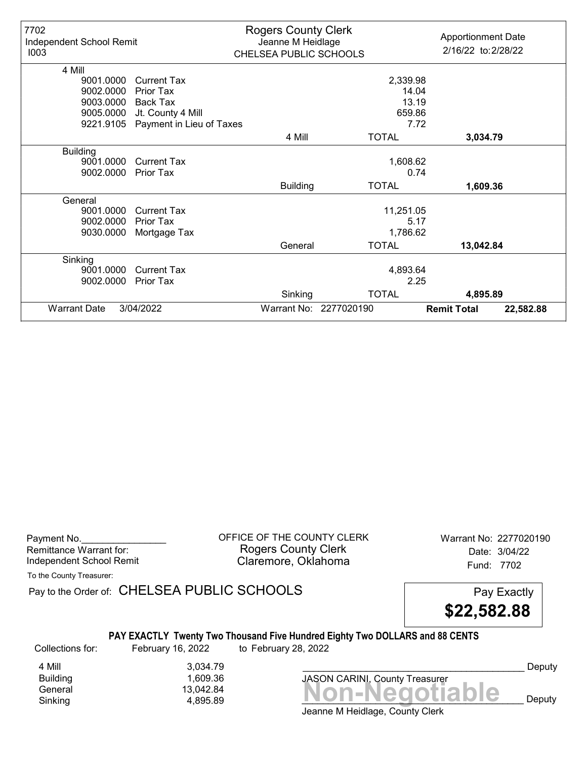| 7702 Independent School Remit I003 | Rogers County Clerk Jeanne M Heidlage CHELSEA PUBLIC SCHOOLS | | Apportionment Date 2/16/22 to: 2/28/22 |
|---|---|---|---|
| **4 Mill** | | | |
| 9001.0000 Current Tax | | 2,339.98 | |
| 9002.0000 Prior Tax | | 14.04 | |
| 9003.0000 Back Tax | | 13.19 | |
| 9005.0000 Jt. County 4 Mill | | 659.86 | |
| 9221.9105 Payment in Lieu of Taxes | | 7.72 | |
| | 4 Mill | TOTAL | **3,034.79** |
| **Building** | | | |
| 9001.0000 Current Tax | | 1,608.62 | |
| 9002.0000 Prior Tax | | 0.74 | |
| | Building | TOTAL | **1,609.36** |
| **General** | | | |
| 9001.0000 Current Tax | | 11,251.05 | |
| 9002.0000 Prior Tax | | 5.17 | |
| 9030.0000 Mortgage Tax | | 1,786.62 | |
| | General | TOTAL | **13,042.84** |
| **Sinking** | | | |
| 9001.0000 Current Tax | | 4,893.64 | |
| 9002.0000 Prior Tax | | 2.25 | |
| | Sinking | TOTAL | **4,895.89** |
| Warrant Date 3/04/2022 | Warrant No: 2277020190 | | **Remit Total** **22,582.88** |

Payment No.________________
Remittance Warrant for:
Independent School Remit

OFFICE OF THE COUNTY CLERK
Rogers County Clerk
Claremore, Oklahoma

Warrant No: 2277020190
Date: 3/04/22
Fund: 7702

To the County Treasurer:

Pay to the Order of: CHELSEA PUBLIC SCHOOLS

Pay Exactly **$22,582.88**

**PAY EXACTLY Twenty Two Thousand Five Hundred Eighty Two DOLLARS and 88 CENTS**

Collections for: February 16, 2022 to February 28, 2022

| | |
|---|---|
| 4 Mill | 3,034.79 |
| Building | 1,609.36 |
| General | 13,042.84 |
| Sinking | 4,895.89 |

_________________________________________ Deputy
JASON CARINI, County Treasurer

_________________________________________ Deputy
Jeanne M Heidlage, County Clerk

Non-Negotiable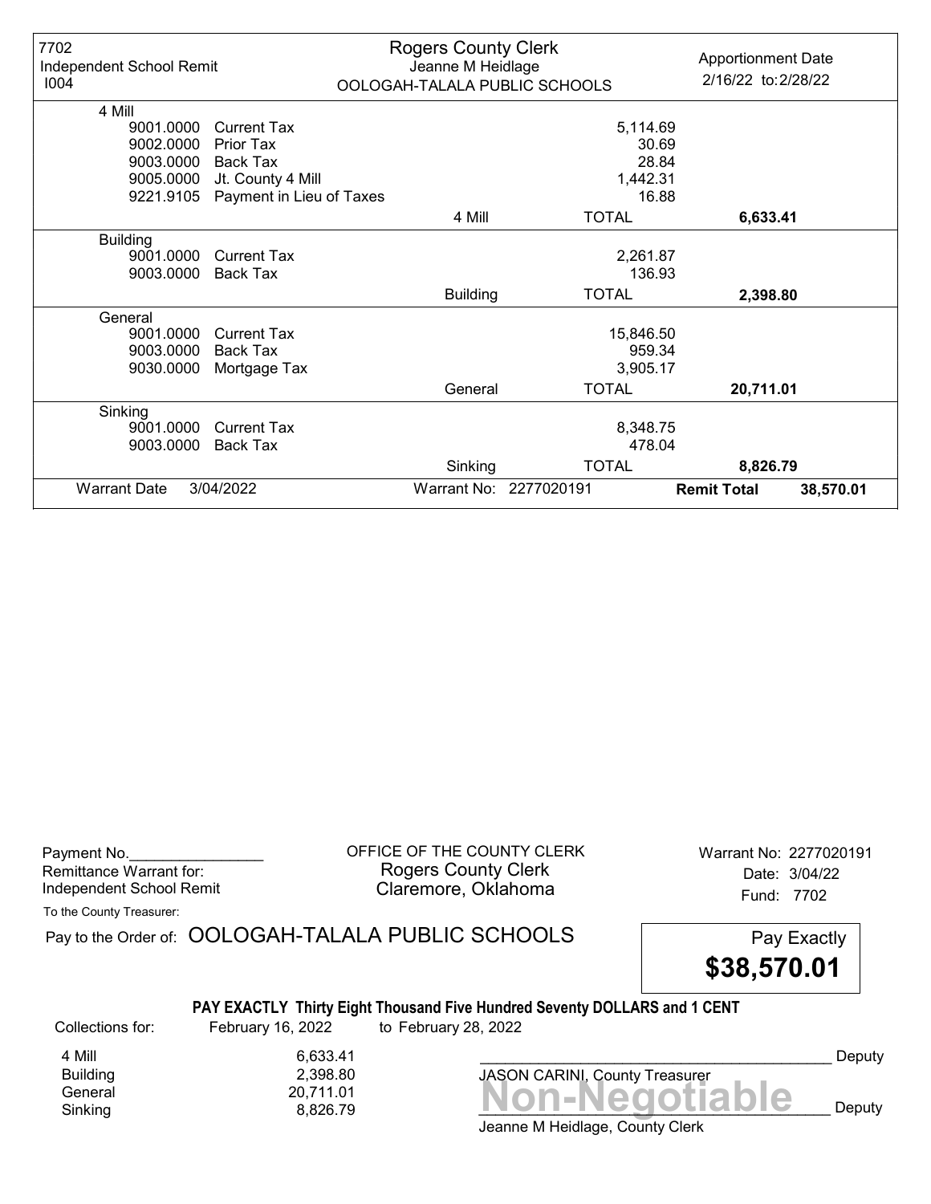| 7702 Independent School Remit I004 | Rogers County Clerk Jeanne M Heidlage OOLOGAH-TALALA PUBLIC SCHOOLS | | Apportionment Date 2/16/22 to: 2/28/22 | |
|---|---|---|---|---|
| **4 Mill** | | | | |
| 9001.0000 | Current Tax | | 5,114.69 | |
| 9002.0000 | Prior Tax | | 30.69 | |
| 9003.0000 | Back Tax | | 28.84 | |
| 9005.0000 | Jt. County 4 Mill | | 1,442.31 | |
| 9221.9105 | Payment in Lieu of Taxes | | 16.88 | |
| | | 4 Mill | TOTAL | **6,633.41** |
| **Building** | | | | |
| 9001.0000 | Current Tax | | 2,261.87 | |
| 9003.0000 | Back Tax | | 136.93 | |
| | | Building | TOTAL | **2,398.80** |
| **General** | | | | |
| 9001.0000 | Current Tax | | 15,846.50 | |
| 9003.0000 | Back Tax | | 959.34 | |
| 9030.0000 | Mortgage Tax | | 3,905.17 | |
| | | General | TOTAL | **20,711.01** |
| **Sinking** | | | | |
| 9001.0000 | Current Tax | | 8,348.75 | |
| 9003.0000 | Back Tax | | 478.04 | |
| | | Sinking | TOTAL | **8,826.79** |
| Warrant Date | 3/04/2022 | Warrant No: 2277020191 | **Remit Total** | **38,570.01** |

Payment No.________________
Remittance Warrant for:
Independent School Remit

OFFICE OF THE COUNTY CLERK
Rogers County Clerk
Claremore, Oklahoma

Warrant No: 2277020191
Date: 3/04/22
Fund: 7702

To the County Treasurer:

Pay to the Order of: OOLOGAH-TALALA PUBLIC SCHOOLS

Pay Exactly **$38,570.01**

**PAY EXACTLY Thirty Eight Thousand Five Hundred Seventy DOLLARS and 1 CENT**

| Collections for: | February 16, 2022 | to February 28, 2022 |
|---|---|---|
| 4 Mill | 6,633.41 | |
| Building | 2,398.80 | |
| General | 20,711.01 | |
| Sinking | 8,826.79 | |

_________________________________________ Deputy
JASON CARINI, County Treasurer

**Non-Negotiable**

_________________________________________ Deputy
Jeanne M Heidlage, County Clerk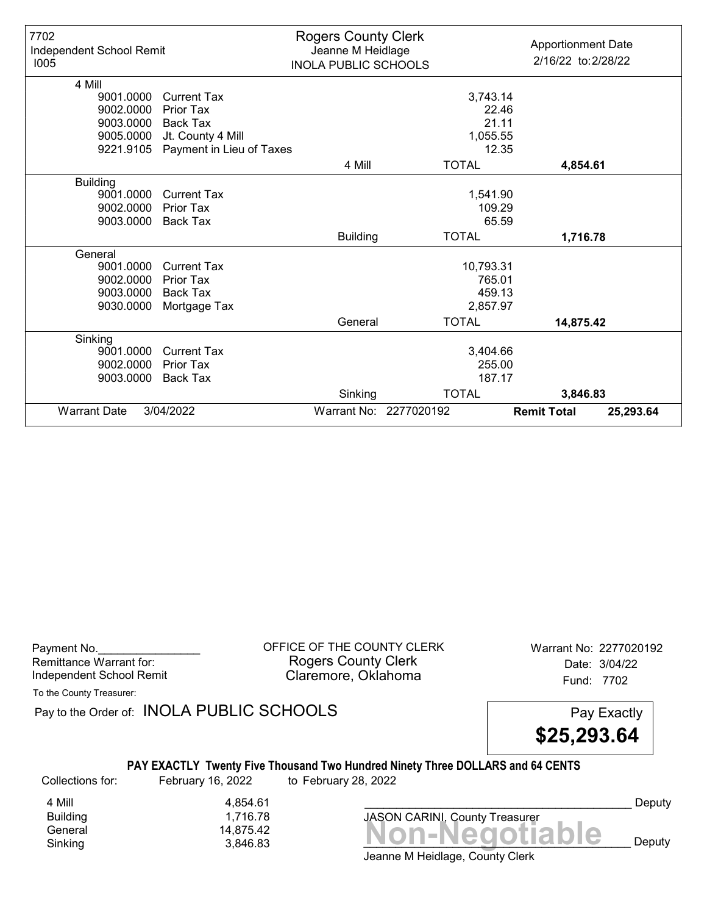| 7702<br>Independent School Remit<br>I005 | Rogers County Clerk<br>Jeanne M Heidlage<br>INOLA PUBLIC SCHOOLS | | Apportionment Date<br>2/16/22 to: 2/28/22 |
|---|---|---|---|
| **4 Mill** | | | |
| 9001.0000 Current Tax | | 3,743.14 | |
| 9002.0000 Prior Tax | | 22.46 | |
| 9003.0000 Back Tax | | 21.11 | |
| 9005.0000 Jt. County 4 Mill | | 1,055.55 | |
| 9221.9105 Payment in Lieu of Taxes | | 12.35 | |
| | 4 Mill | TOTAL | **4,854.61** |
| **Building** | | | |
| 9001.0000 Current Tax | | 1,541.90 | |
| 9002.0000 Prior Tax | | 109.29 | |
| 9003.0000 Back Tax | | 65.59 | |
| | Building | TOTAL | **1,716.78** |
| **General** | | | |
| 9001.0000 Current Tax | | 10,793.31 | |
| 9002.0000 Prior Tax | | 765.01 | |
| 9003.0000 Back Tax | | 459.13 | |
| 9030.0000 Mortgage Tax | | 2,857.97 | |
| | General | TOTAL | **14,875.42** |
| **Sinking** | | | |
| 9001.0000 Current Tax | | 3,404.66 | |
| 9002.0000 Prior Tax | | 255.00 | |
| 9003.0000 Back Tax | | 187.17 | |
| | Sinking | TOTAL | **3,846.83** |
| Warrant Date 3/04/2022 | Warrant No: 2277020192 | | **Remit Total** 25,293.64 |

Payment No.________________
Remittance Warrant for:
Independent School Remit

OFFICE OF THE COUNTY CLERK
Rogers County Clerk
Claremore, Oklahoma

Warrant No: 2277020192
Date: 3/04/22
Fund: 7702

To the County Treasurer:

Pay to the Order of: INOLA PUBLIC SCHOOLS

Pay Exactly
**$25,293.64**

**PAY EXACTLY Twenty Five Thousand Two Hundred Ninety Three DOLLARS and 64 CENTS**

Collections for: February 16, 2022 to February 28, 2022

| | |
|---|---|
| 4 Mill | 4,854.61 |
| Building | 1,716.78 |
| General | 14,875.42 |
| Sinking | 3,846.83 |

_________________________________________ Deputy
JASON CARINI, County Treasurer

**Non-Negotiable**

_________________________________________ Deputy
Jeanne M Heidlage, County Clerk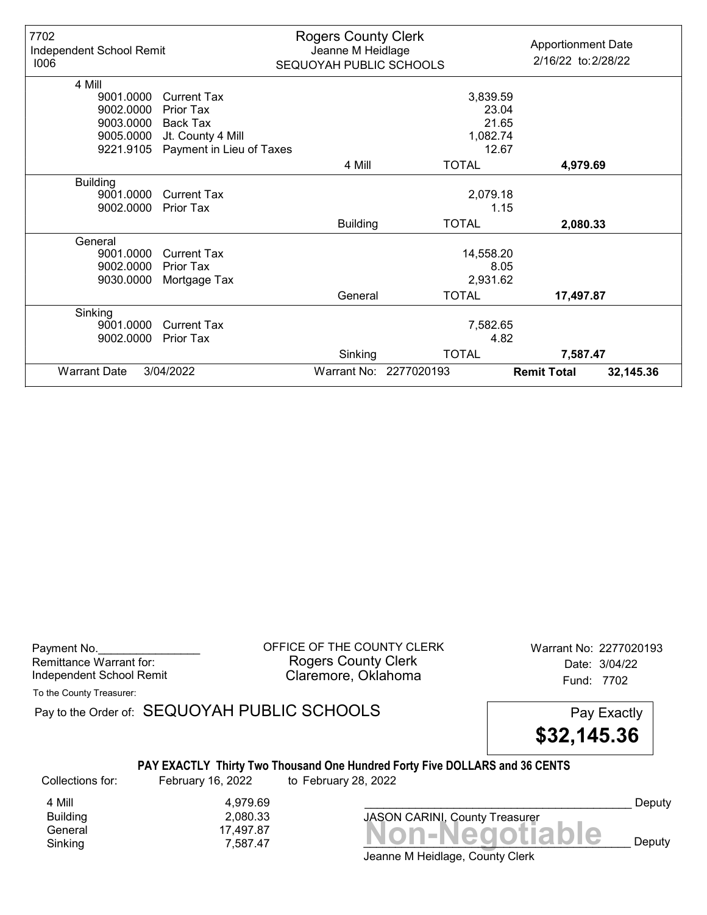7702
Independent School Remit
I006

**Rogers County Clerk**
Jeanne M Heidlage
SEQUOYAH PUBLIC SCHOOLS

Apportionment Date
2/16/22 to: 2/28/22

| Code | Description | | Amount | Total |
|---|---|---|---|---|
| **4 Mill** | | | | |
| 9001.0000 | Current Tax | | 3,839.59 | |
| 9002.0000 | Prior Tax | | 23.04 | |
| 9003.0000 | Back Tax | | 21.65 | |
| 9005.0000 | Jt. County 4 Mill | | 1,082.74 | |
| 9221.9105 | Payment in Lieu of Taxes | | 12.67 | |
| | | 4 Mill | TOTAL | **4,979.69** |
| **Building** | | | | |
| 9001.0000 | Current Tax | | 2,079.18 | |
| 9002.0000 | Prior Tax | | 1.15 | |
| | | Building | TOTAL | **2,080.33** |
| **General** | | | | |
| 9001.0000 | Current Tax | | 14,558.20 | |
| 9002.0000 | Prior Tax | | 8.05 | |
| 9030.0000 | Mortgage Tax | | 2,931.62 | |
| | | General | TOTAL | **17,497.87** |
| **Sinking** | | | | |
| 9001.0000 | Current Tax | | 7,582.65 | |
| 9002.0000 | Prior Tax | | 4.82 | |
| | | Sinking | TOTAL | **7,587.47** |

Warrant Date 3/04/2022 | Warrant No: 2277020193 | **Remit Total** **32,145.36**

---

Payment No.________________
Remittance Warrant for:
Independent School Remit

OFFICE OF THE COUNTY CLERK
Rogers County Clerk
Claremore, Oklahoma

Warrant No: 2277020193
Date: 3/04/22
Fund: 7702

To the County Treasurer:

Pay to the Order of: SEQUOYAH PUBLIC SCHOOLS

Pay Exactly
**$32,145.36**

**PAY EXACTLY Thirty Two Thousand One Hundred Forty Five DOLLARS and 36 CENTS**

Collections for: February 16, 2022 to February 28, 2022

| | |
|---|---|
| 4 Mill | 4,979.69 |
| Building | 2,080.33 |
| General | 17,497.87 |
| Sinking | 7,587.47 |

_________________________________________ Deputy
JASON CARINI, County Treasurer

**Non-Negotiable**

_________________________________________ Deputy
Jeanne M Heidlage, County Clerk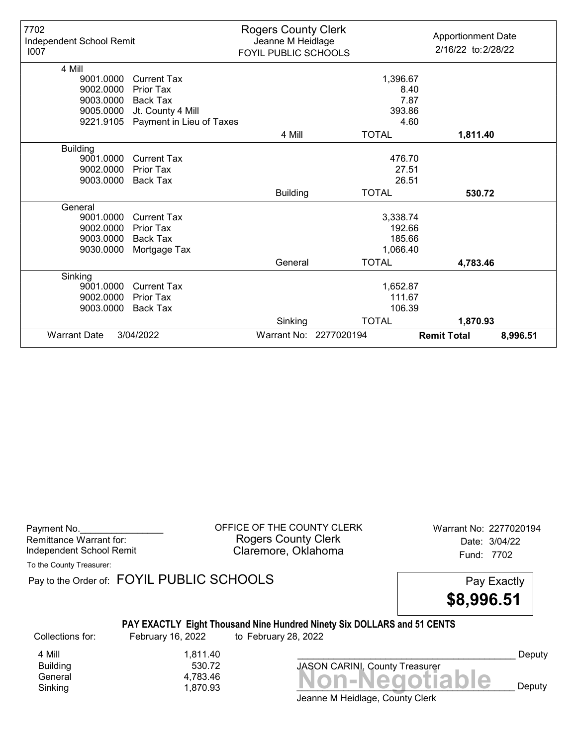| 7702 Independent School Remit I007 | Rogers County Clerk Jeanne M Heidlage FOYIL PUBLIC SCHOOLS | | Apportionment Date 2/16/22 to: 2/28/22 | |
|---|---|---|---|---|
| **4 Mill** | | | | |
| 9001.0000 Current Tax | | 1,396.67 | | |
| 9002.0000 Prior Tax | | 8.40 | | |
| 9003.0000 Back Tax | | 7.87 | | |
| 9005.0000 Jt. County 4 Mill | | 393.86 | | |
| 9221.9105 Payment in Lieu of Taxes | | 4.60 | | |
| | 4 Mill | TOTAL | **1,811.40** | |
| **Building** | | | | |
| 9001.0000 Current Tax | | 476.70 | | |
| 9002.0000 Prior Tax | | 27.51 | | |
| 9003.0000 Back Tax | | 26.51 | | |
| | Building | TOTAL | **530.72** | |
| **General** | | | | |
| 9001.0000 Current Tax | | 3,338.74 | | |
| 9002.0000 Prior Tax | | 192.66 | | |
| 9003.0000 Back Tax | | 185.66 | | |
| 9030.0000 Mortgage Tax | | 1,066.40 | | |
| | General | TOTAL | **4,783.46** | |
| **Sinking** | | | | |
| 9001.0000 Current Tax | | 1,652.87 | | |
| 9002.0000 Prior Tax | | 111.67 | | |
| 9003.0000 Back Tax | | 106.39 | | |
| | Sinking | TOTAL | **1,870.93** | |
| Warrant Date 3/04/2022 | Warrant No: 2277020194 | | **Remit Total** | **8,996.51** |

Payment No.________________
Remittance Warrant for:
Independent School Remit

OFFICE OF THE COUNTY CLERK
Rogers County Clerk
Claremore, Oklahoma

Warrant No: 2277020194
Date: 3/04/22
Fund: 7702

To the County Treasurer:

Pay to the Order of: FOYIL PUBLIC SCHOOLS

Pay Exactly **$8,996.51**

**PAY EXACTLY Eight Thousand Nine Hundred Ninety Six DOLLARS and 51 CENTS**

Collections for: February 16, 2022 to February 28, 2022

| | |
|---|---|
| 4 Mill | 1,811.40 |
| Building | 530.72 |
| General | 4,783.46 |
| Sinking | 1,870.93 |

________________________________________ Deputy
JASON CARINI, County Treasurer

**Non-Negotiable**

________________________________________ Deputy
Jeanne M Heidlage, County Clerk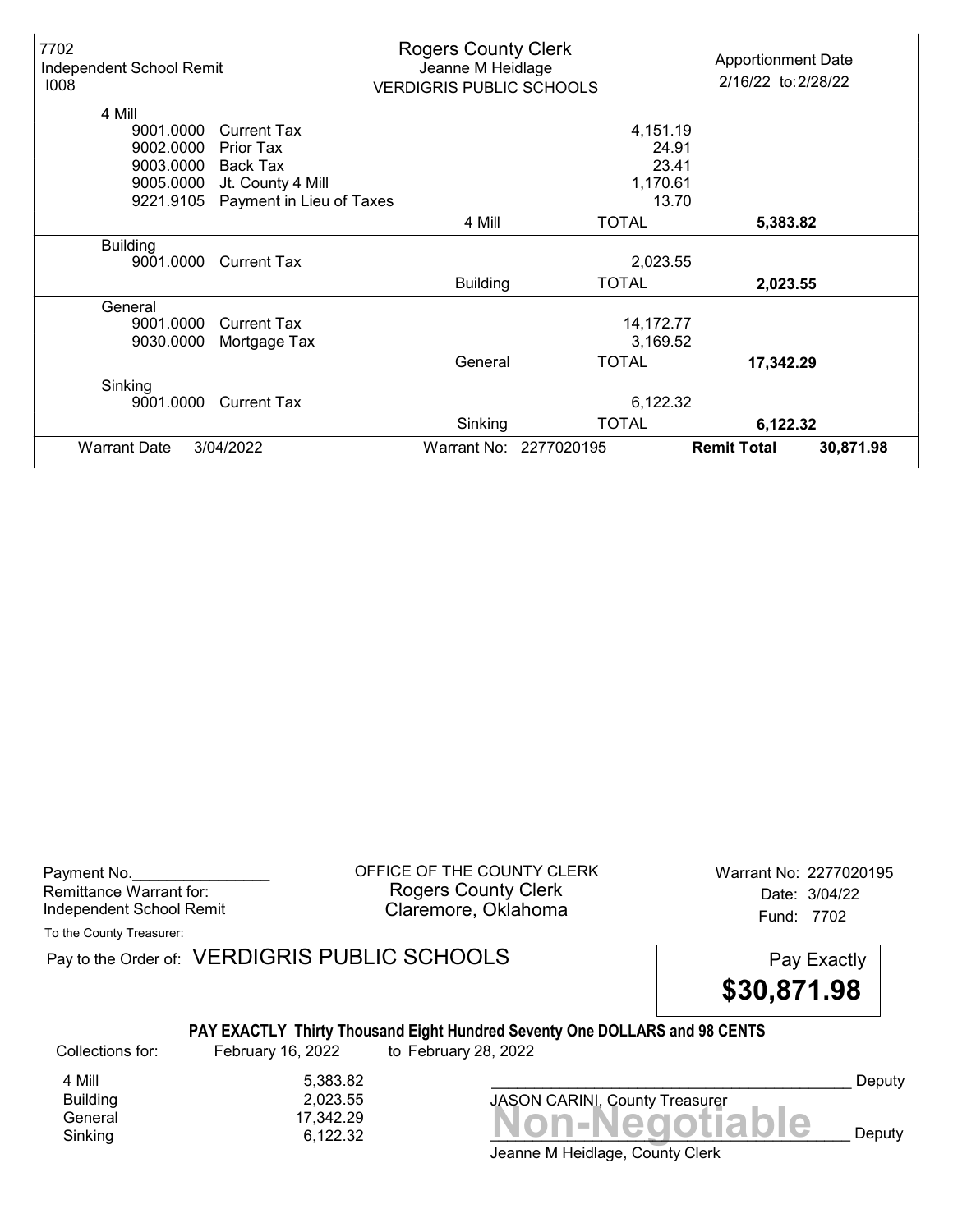| 7702<br>Independent School Remit<br>I008 | Rogers County Clerk<br>Jeanne M Heidlage<br>VERDIGRIS PUBLIC SCHOOLS | | Apportionment Date<br>2/16/22 to: 2/28/22 |
|---|---|---|---|
| **4 Mill** | | | |
| 9001.0000 Current Tax | | 4,151.19 | |
| 9002.0000 Prior Tax | | 24.91 | |
| 9003.0000 Back Tax | | 23.41 | |
| 9005.0000 Jt. County 4 Mill | | 1,170.61 | |
| 9221.9105 Payment in Lieu of Taxes | | 13.70 | |
| | 4 Mill | TOTAL | **5,383.82** |
| **Building** | | | |
| 9001.0000 Current Tax | | 2,023.55 | |
| | Building | TOTAL | **2,023.55** |
| **General** | | | |
| 9001.0000 Current Tax | | 14,172.77 | |
| 9030.0000 Mortgage Tax | | 3,169.52 | |
| | General | TOTAL | **17,342.29** |
| **Sinking** | | | |
| 9001.0000 Current Tax | | 6,122.32 | |
| | Sinking | TOTAL | **6,122.32** |
| Warrant Date 3/04/2022 | Warrant No: 2277020195 | **Remit Total** | **30,871.98** |

Payment No.________________
Remittance Warrant for:
Independent School Remit

OFFICE OF THE COUNTY CLERK
Rogers County Clerk
Claremore, Oklahoma

Warrant No: 2277020195
Date: 3/04/22
Fund: 7702

To the County Treasurer:

Pay to the Order of: VERDIGRIS PUBLIC SCHOOLS

Pay Exactly
**$30,871.98**

**PAY EXACTLY Thirty Thousand Eight Hundred Seventy One DOLLARS and 98 CENTS**

Collections for: February 16, 2022 to February 28, 2022

| | |
|---|---|
| 4 Mill | 5,383.82 |
| Building | 2,023.55 |
| General | 17,342.29 |
| Sinking | 6,122.32 |

_____________________________________________ Deputy
JASON CARINI, County Treasurer

**Non-Negotiable**

_____________________________________________ Deputy
Jeanne M Heidlage, County Clerk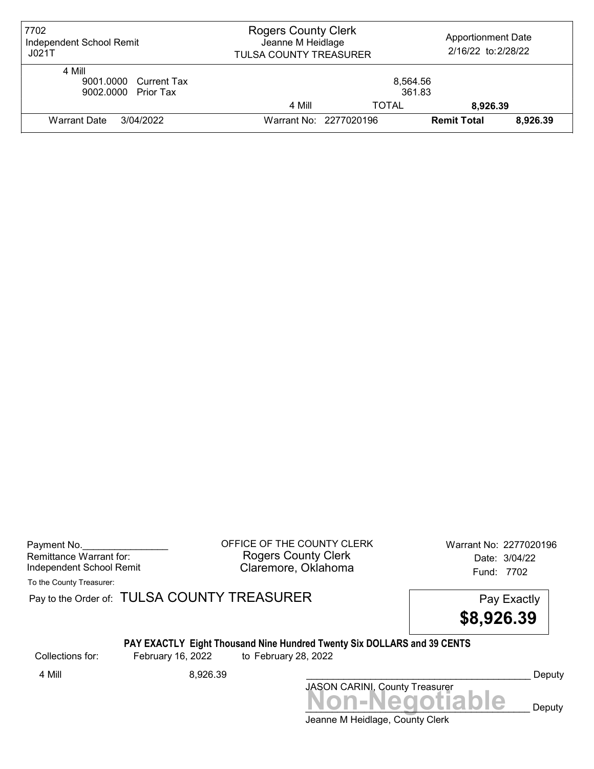| 7702<br>Independent School Remit<br>J021T | Rogers County Clerk<br>Jeanne M Heidlage<br>TULSA COUNTY TREASURER | | Apportionment Date<br>2/16/22 to: 2/28/22 | |
|---|---|---|---|---|
| 4 Mill | | | | |
| 9001.0000 Current Tax | | 8,564.56 | | |
| 9002.0000 Prior Tax | | 361.83 | | |
| | 4 Mill | TOTAL | 8,926.39 | |
| Warrant Date 3/04/2022 | Warrant No: 2277020196 | | **Remit Total** | **8,926.39** |

Payment No.________________
Remittance Warrant for:
Independent School Remit

OFFICE OF THE COUNTY CLERK
Rogers County Clerk
Claremore, Oklahoma

Warrant No: 2277020196
Date: 3/04/22
Fund: 7702

To the County Treasurer:

Pay to the Order of: TULSA COUNTY TREASURER

Pay Exactly
**$8,926.39**

**PAY EXACTLY Eight Thousand Nine Hundred Twenty Six DOLLARS and 39 CENTS**

Collections for: February 16, 2022 to February 28, 2022

4 Mill 8,926.39

__________________________________________ Deputy
JASON CARINI, County Treasurer

**Non-Negotiable**
__________________________________________ Deputy
Jeanne M Heidlage, County Clerk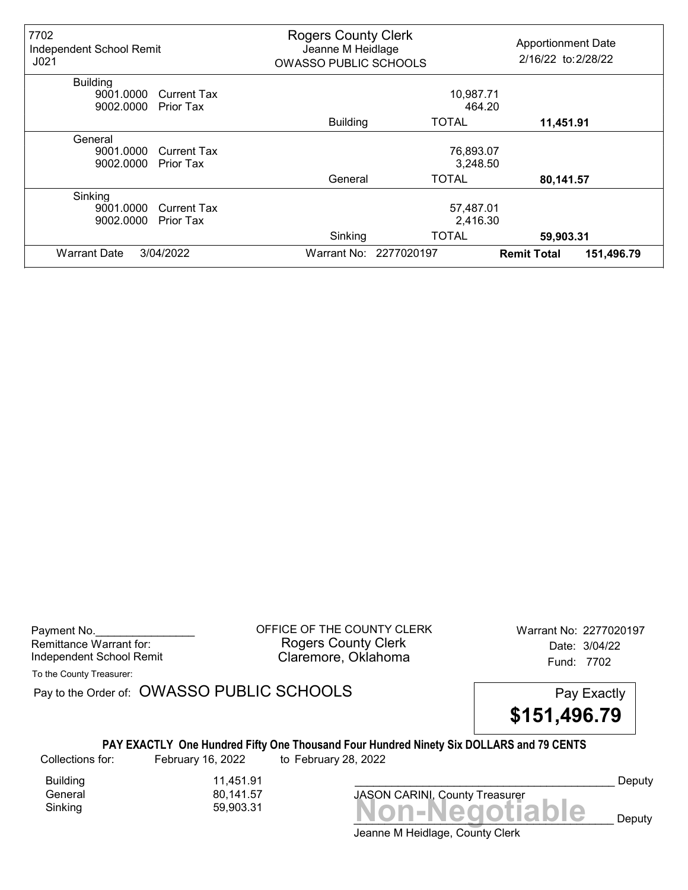| 7702 Independent School Remit J021 | Rogers County Clerk Jeanne M Heidlage OWASSO PUBLIC SCHOOLS | | Apportionment Date 2/16/22 to: 2/28/22 |
|---|---|---|---|
| **Building** | | | |
| 9001.0000 Current Tax | | 10,987.71 | |
| 9002.0000 Prior Tax | | 464.20 | |
| | Building | TOTAL | **11,451.91** |
| **General** | | | |
| 9001.0000 Current Tax | | 76,893.07 | |
| 9002.0000 Prior Tax | | 3,248.50 | |
| | General | TOTAL | **80,141.57** |
| **Sinking** | | | |
| 9001.0000 Current Tax | | 57,487.01 | |
| 9002.0000 Prior Tax | | 2,416.30 | |
| | Sinking | TOTAL | **59,903.31** |
| Warrant Date 3/04/2022 | Warrant No: 2277020197 | | **Remit Total** 151,496.79 |

Payment No.________________
Remittance Warrant for:
Independent School Remit

OFFICE OF THE COUNTY CLERK
Rogers County Clerk
Claremore, Oklahoma

Warrant No: 2277020197
Date: 3/04/22
Fund: 7702

To the County Treasurer:

Pay to the Order of: OWASSO PUBLIC SCHOOLS

Pay Exactly
**$151,496.79**

**PAY EXACTLY One Hundred Fifty One Thousand Four Hundred Ninety Six DOLLARS and 79 CENTS**

Collections for: February 16, 2022 to February 28, 2022

| | |
|---|---|
| Building | 11,451.91 |
| General | 80,141.57 |
| Sinking | 59,903.31 |

_________________________________________ Deputy
JASON CARINI, County Treasurer

**Non-Negotiable**
_________________________________________ Deputy
Jeanne M Heidlage, County Clerk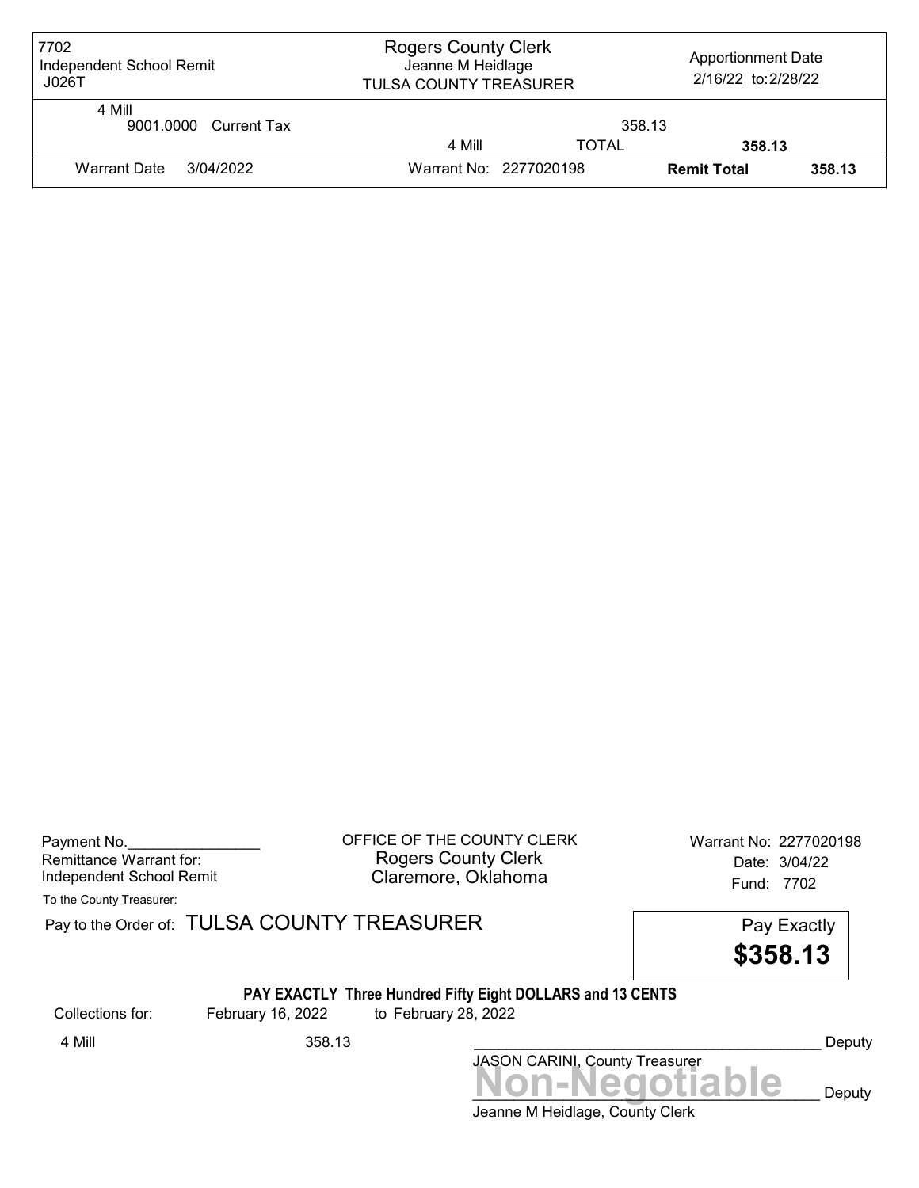| 7702<br>Independent School Remit<br>J026T | Rogers County Clerk<br>Jeanne M Heidlage<br>TULSA COUNTY TREASURER | | Apportionment Date<br>2/16/22 to: 2/28/22 | |
|---|---|---|---|---|
| 4 Mill<br>9001.0000 Current Tax | | 358.13 | | |
| | 4 Mill | TOTAL | **358.13** | |
| Warrant Date 3/04/2022 | Warrant No: 2277020198 | | **Remit Total** | **358.13** |

Payment No.________________
Remittance Warrant for:
Independent School Remit

OFFICE OF THE COUNTY CLERK
Rogers County Clerk
Claremore, Oklahoma

Warrant No: 2277020198
Date: 3/04/22
Fund: 7702

To the County Treasurer:

Pay to the Order of: TULSA COUNTY TREASURER

Pay Exactly
**$358.13**

**PAY EXACTLY Three Hundred Fifty Eight DOLLARS and 13 CENTS**

Collections for: February 16, 2022 to February 28, 2022

4 Mill 358.13

__________________________________________ Deputy
JASON CARINI, County Treasurer

**Non-Negotiable**
__________________________________________ Deputy
Jeanne M Heidlage, County Clerk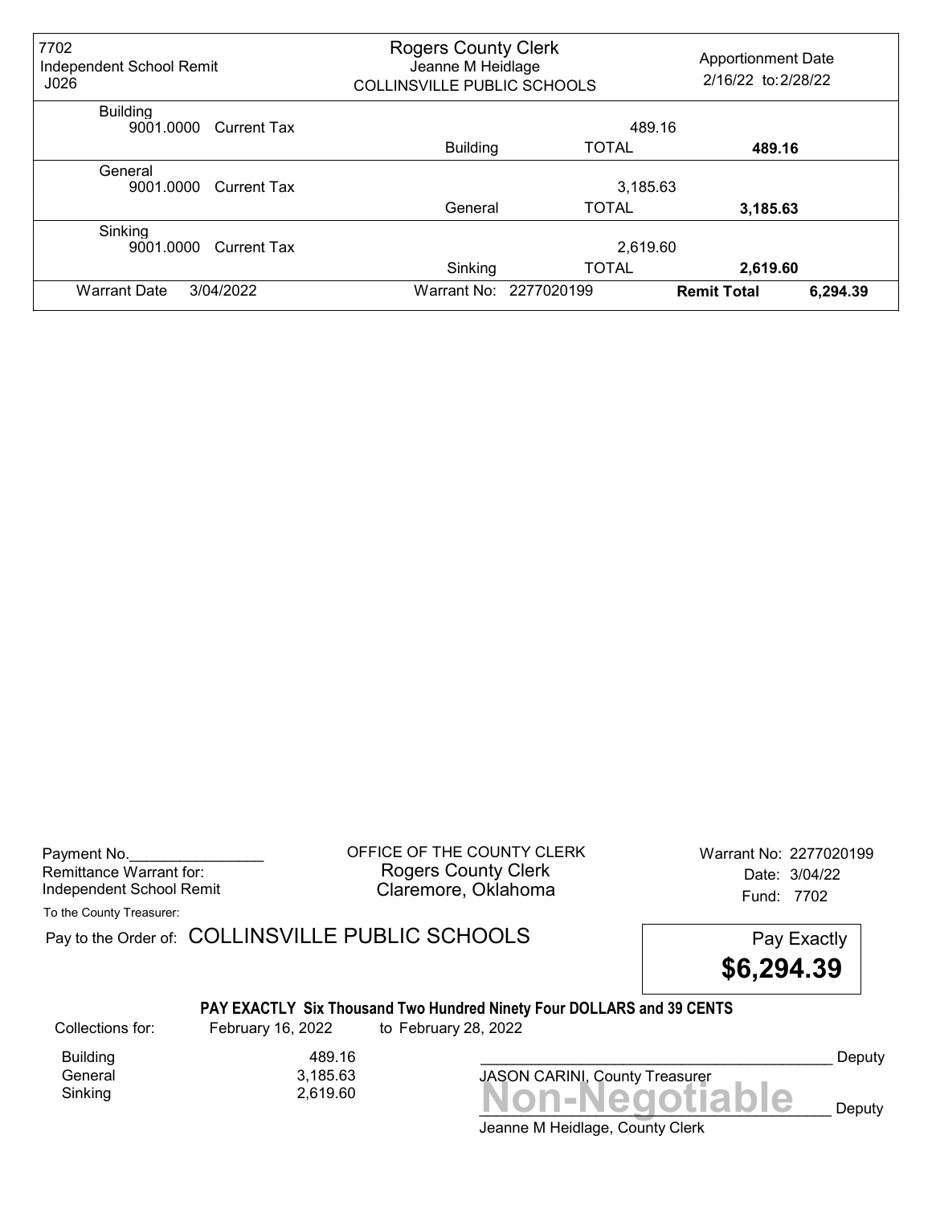| 7702 Independent School Remit J026 | Rogers County Clerk Jeanne M Heidlage COLLINSVILLE PUBLIC SCHOOLS | | Apportionment Date 2/16/22 to: 2/28/22 | |
|---|---|---|---|---|
| Building | | | | |
| 9001.0000 Current Tax | | 489.16 | | |
| | Building | TOTAL | 489.16 | |
| General | | | | |
| 9001.0000 Current Tax | | 3,185.63 | | |
| | General | TOTAL | 3,185.63 | |
| Sinking | | | | |
| 9001.0000 Current Tax | | 2,619.60 | | |
| | Sinking | TOTAL | 2,619.60 | |
| Warrant Date 3/04/2022 | Warrant No: 2277020199 | | **Remit Total** | **6,294.39** |

Payment No.________________
Remittance Warrant for:
Independent School Remit

OFFICE OF THE COUNTY CLERK
Rogers County Clerk
Claremore, Oklahoma

Warrant No: 2277020199
Date: 3/04/22
Fund: 7702

To the County Treasurer:

Pay to the Order of: COLLINSVILLE PUBLIC SCHOOLS

Pay Exactly
**$6,294.39**

**PAY EXACTLY Six Thousand Two Hundred Ninety Four DOLLARS and 39 CENTS**

Collections for: February 16, 2022 to February 28, 2022

| | |
|---|---|
| Building | 489.16 |
| General | 3,185.63 |
| Sinking | 2,619.60 |

_______________________________________ Deputy
JASON CARINI, County Treasurer

**Non-Negotiable**
_______________________________________ Deputy
Jeanne M Heidlage, County Clerk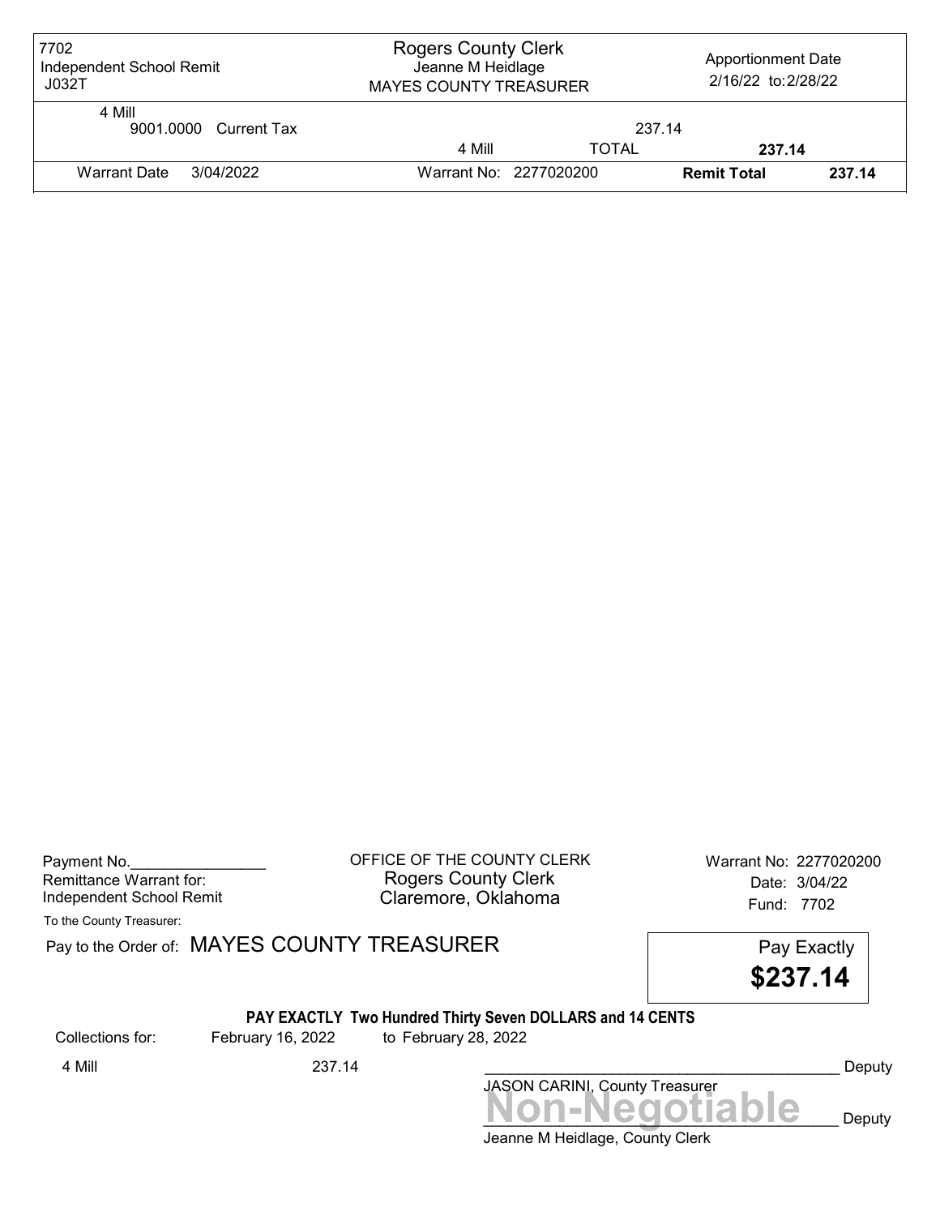| 7702<br>Independent School Remit<br>J032T | Rogers County Clerk<br>Jeanne M Heidlage<br>MAYES COUNTY TREASURER | | Apportionment Date<br>2/16/22 to: 2/28/22 | |
|---|---|---|---|---|
| 4 Mill<br>9001.0000 Current Tax | | 237.14 | | |
| | 4 Mill | TOTAL | **237.14** | |
| Warrant Date 3/04/2022 | Warrant No: 2277020200 | | **Remit Total** | **237.14** |

Payment No.________________
Remittance Warrant for:
Independent School Remit

OFFICE OF THE COUNTY CLERK
Rogers County Clerk
Claremore, Oklahoma

Warrant No: 2277020200
Date: 3/04/22
Fund: 7702

To the County Treasurer:

Pay to the Order of: MAYES COUNTY TREASURER

Pay Exactly
**$237.14**

**PAY EXACTLY Two Hundred Thirty Seven DOLLARS and 14 CENTS**

Collections for: February 16, 2022 to February 28, 2022

4 Mill 237.14

________________________________________ Deputy
JASON CARINI, County Treasurer

**Non-Negotiable**

________________________________________ Deputy
Jeanne M Heidlage, County Clerk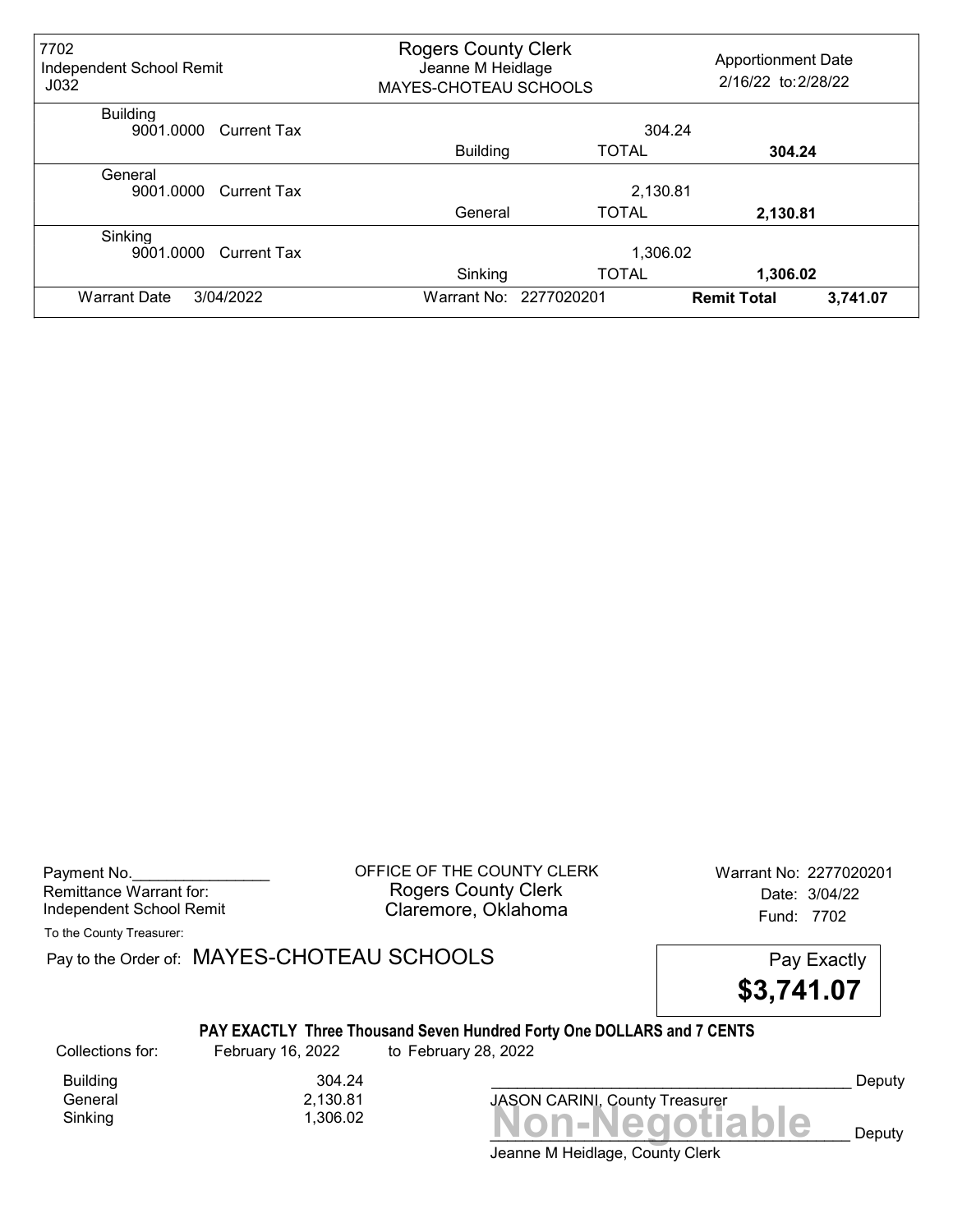| 7702 Independent School Remit J032 | Rogers County Clerk Jeanne M Heidlage MAYES-CHOTEAU SCHOOLS | | Apportionment Date 2/16/22 to: 2/28/22 | |
|---|---|---|---|---|
| Building | | | | |
| 9001.0000 Current Tax | | 304.24 | | |
| | Building | TOTAL | 304.24 | |
| General | | | | |
| 9001.0000 Current Tax | | 2,130.81 | | |
| | General | TOTAL | 2,130.81 | |
| Sinking | | | | |
| 9001.0000 Current Tax | | 1,306.02 | | |
| | Sinking | TOTAL | 1,306.02 | |
| Warrant Date 3/04/2022 | Warrant No: 2277020201 | | **Remit Total** | **3,741.07** |

Payment No.________________
Remittance Warrant for:
Independent School Remit

OFFICE OF THE COUNTY CLERK
Rogers County Clerk
Claremore, Oklahoma

Warrant No: 2277020201
Date: 3/04/22
Fund: 7702

To the County Treasurer:

Pay to the Order of: MAYES-CHOTEAU SCHOOLS

Pay Exactly
**$3,741.07**

**PAY EXACTLY Three Thousand Seven Hundred Forty One DOLLARS and 7 CENTS**

Collections for: February 16, 2022 to February 28, 2022

| | |
|---|---|
| Building | 304.24 |
| General | 2,130.81 |
| Sinking | 1,306.02 |

________________________________________ Deputy
JASON CARINI, County Treasurer

**Non-Negotiable**

________________________________________ Deputy
Jeanne M Heidlage, County Clerk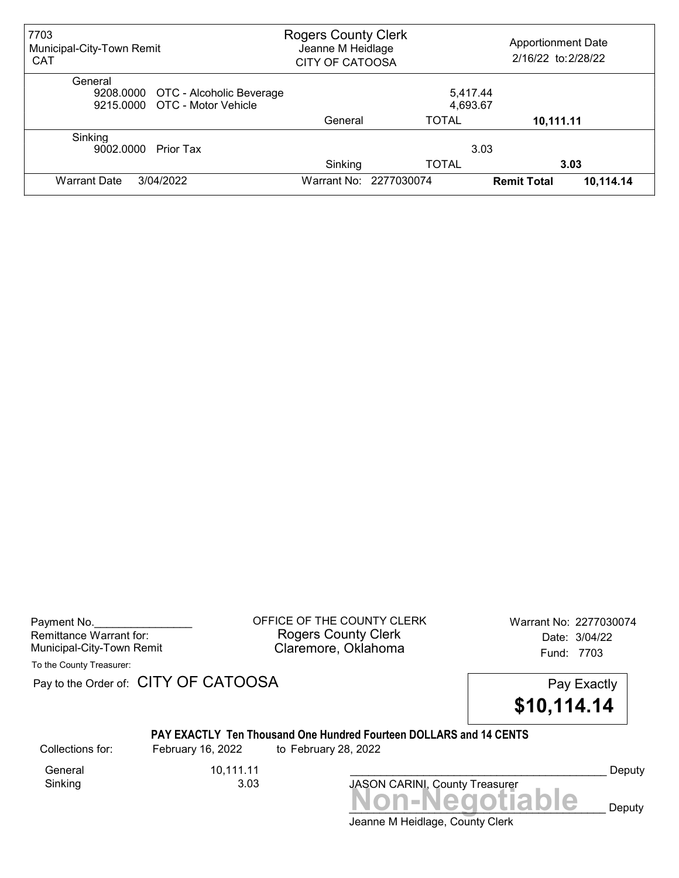| 7703 Municipal-City-Town Remit CAT | Rogers County Clerk Jeanne M Heidlage CITY OF CATOOSA | | Apportionment Date 2/16/22 to: 2/28/22 |
|---|---|---|---|
| General | | | |
| 9208.0000 OTC - Alcoholic Beverage | | 5,417.44 | |
| 9215.0000 OTC - Motor Vehicle | | 4,693.67 | |
| | General | TOTAL | **10,111.11** |
| Sinking | | | |
| 9002.0000 Prior Tax | | 3.03 | |
| | Sinking | TOTAL | **3.03** |
| Warrant Date 3/04/2022 | Warrant No: 2277030074 | | **Remit Total** **10,114.14** |

Payment No.________________
Remittance Warrant for:
Municipal-City-Town Remit

OFFICE OF THE COUNTY CLERK
Rogers County Clerk
Claremore, Oklahoma

Warrant No: 2277030074
Date: 3/04/22
Fund: 7703

To the County Treasurer:

Pay to the Order of: CITY OF CATOOSA

Pay Exactly
**$10,114.14**

**PAY EXACTLY Ten Thousand One Hundred Fourteen DOLLARS and 14 CENTS**

| Collections for: | February 16, 2022 | to February 28, 2022 |
|---|---|---|
| General | 10,111.11 | |
| Sinking | 3.03 | |

__________________________________________ Deputy
JASON CARINI, County Treasurer

**Non-Negotiable**

__________________________________________ Deputy
Jeanne M Heidlage, County Clerk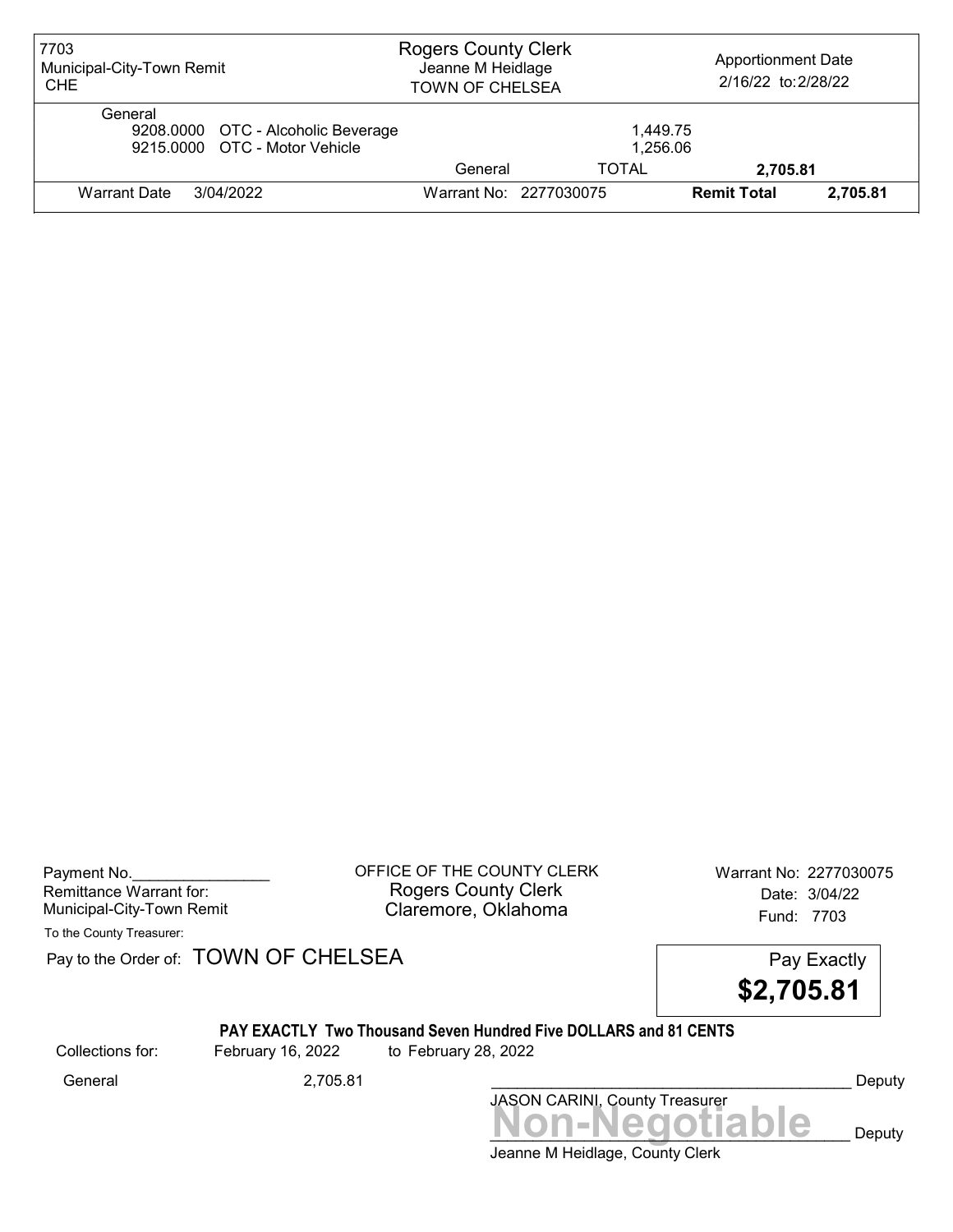| 7703 Municipal-City-Town Remit CHE | Rogers County Clerk Jeanne M Heidlage TOWN OF CHELSEA | | Apportionment Date 2/16/22 to: 2/28/22 |
|---|---|---|---|
| General | | | |
| 9208.0000 OTC - Alcoholic Beverage | | 1,449.75 | |
| 9215.0000 OTC - Motor Vehicle | | 1,256.06 | |
| | General | TOTAL | **2,705.81** |
| Warrant Date 3/04/2022 | Warrant No: 2277030075 | **Remit Total** | **2,705.81** |

Payment No.________________
Remittance Warrant for:
Municipal-City-Town Remit

OFFICE OF THE COUNTY CLERK
Rogers County Clerk
Claremore, Oklahoma

Warrant No: 2277030075
Date: 3/04/22
Fund: 7703

To the County Treasurer:

Pay to the Order of: TOWN OF CHELSEA

Pay Exactly **$2,705.81**

**PAY EXACTLY Two Thousand Seven Hundred Five DOLLARS and 81 CENTS**

Collections for: February 16, 2022 to February 28, 2022

General 2,705.81

__________________________________________ Deputy
JASON CARINI, County Treasurer

**Non-Negotiable**
__________________________________________ Deputy
Jeanne M Heidlage, County Clerk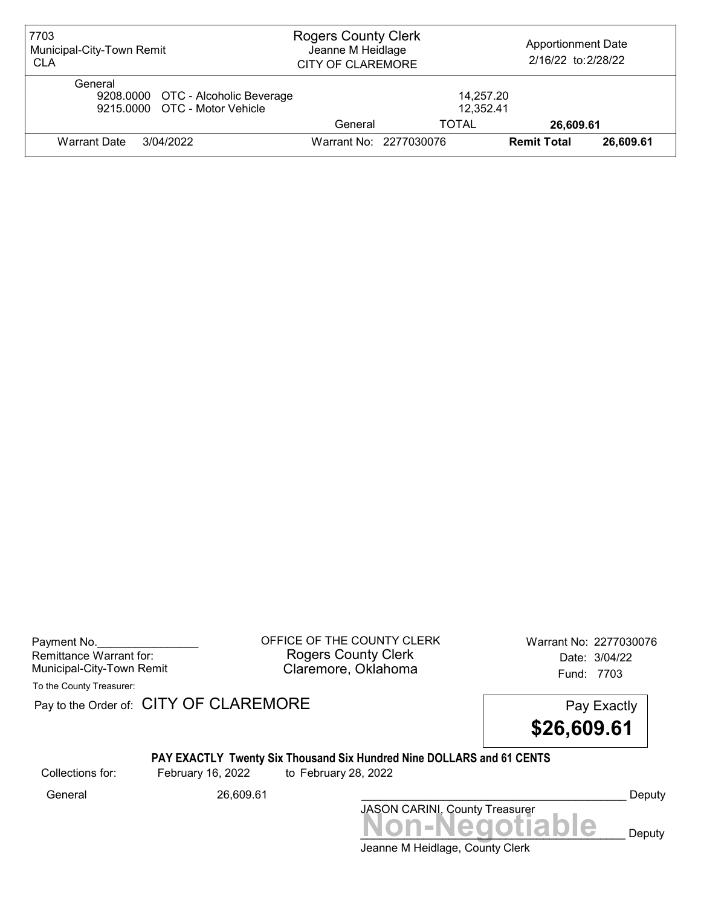| 7703 Municipal-City-Town Remit CLA | Rogers County Clerk Jeanne M Heidlage CITY OF CLAREMORE | | Apportionment Date 2/16/22 to: 2/28/22 |
|---|---|---|---|
| General | | | |
| 9208.0000 OTC - Alcoholic Beverage | | 14,257.20 | |
| 9215.0000 OTC - Motor Vehicle | | 12,352.41 | |
| | General | TOTAL | **26,609.61** |
| Warrant Date 3/04/2022 | Warrant No: 2277030076 | **Remit Total** | **26,609.61** |

Payment No.________________
Remittance Warrant for:
Municipal-City-Town Remit

OFFICE OF THE COUNTY CLERK
Rogers County Clerk
Claremore, Oklahoma

Warrant No: 2277030076
Date: 3/04/22
Fund: 7703

To the County Treasurer:

Pay to the Order of: CITY OF CLAREMORE

Pay Exactly
**$26,609.61**

**PAY EXACTLY Twenty Six Thousand Six Hundred Nine DOLLARS and 61 CENTS**

Collections for: February 16, 2022 to February 28, 2022

General 26,609.61

__________________________________________ Deputy
JASON CARINI, County Treasurer

**Non-Negotiable**
__________________________________________ Deputy
Jeanne M Heidlage, County Clerk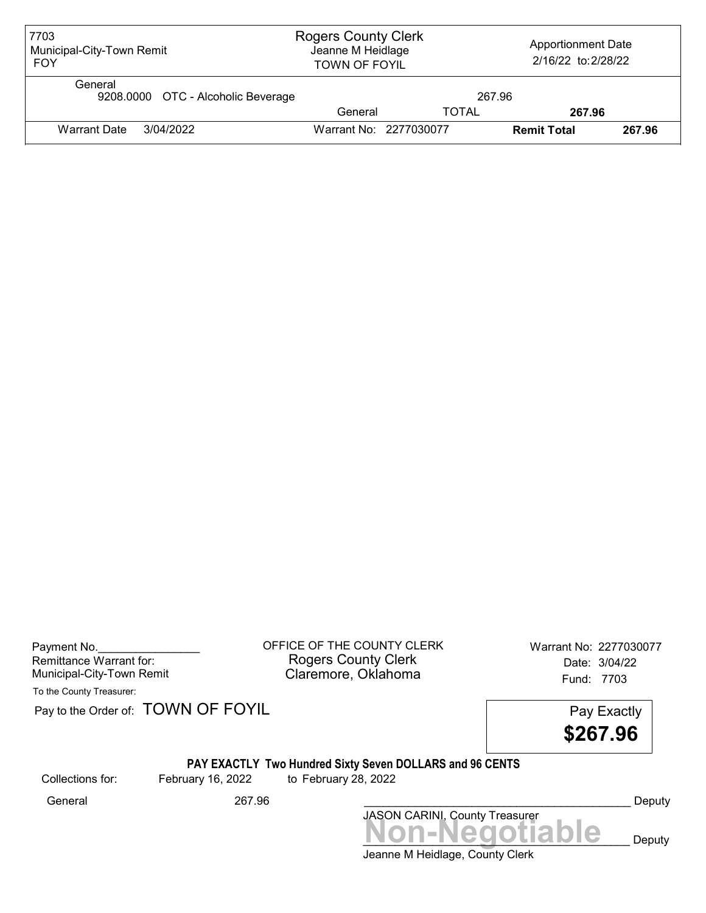| 7703 Municipal-City-Town Remit FOY | Rogers County Clerk Jeanne M Heidlage TOWN OF FOYIL | | Apportionment Date 2/16/22 to: 2/28/22 | |
|---|---|---|---|---|
| General | | | | |
| 9208.0000 OTC - Alcoholic Beverage | | 267.96 | | |
| | General | TOTAL | 267.96 | |
| Warrant Date 3/04/2022 | Warrant No: 2277030077 | | Remit Total | 267.96 |

Payment No.________________
Remittance Warrant for:
Municipal-City-Town Remit

OFFICE OF THE COUNTY CLERK
Rogers County Clerk
Claremore, Oklahoma

Warrant No: 2277030077
Date: 3/04/22
Fund: 7703

To the County Treasurer:

Pay to the Order of: TOWN OF FOYIL

Pay Exactly
**$267.96**

**PAY EXACTLY Two Hundred Sixty Seven DOLLARS and 96 CENTS**

Collections for: February 16, 2022 to February 28, 2022

General 267.96

____________________________________________ Deputy
JASON CARINI, County Treasurer

**Non-Negotiable**

____________________________________________ Deputy
Jeanne M Heidlage, County Clerk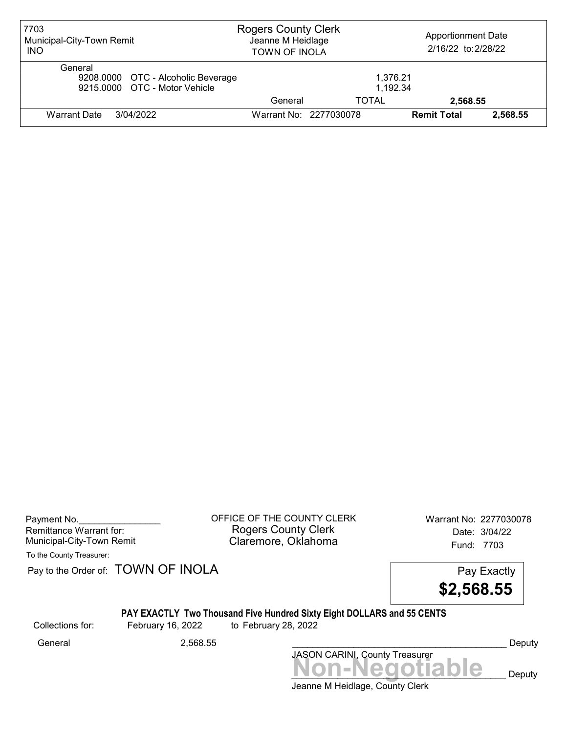| 7703 Municipal-City-Town Remit INO | Rogers County Clerk Jeanne M Heidlage TOWN OF INOLA | | Apportionment Date 2/16/22 to: 2/28/22 | |
|---|---|---|---|---|
| General | | | | |
| 9208.0000 OTC - Alcoholic Beverage | | 1,376.21 | | |
| 9215.0000 OTC - Motor Vehicle | | 1,192.34 | | |
| | General | TOTAL | **2,568.55** | |
| Warrant Date 3/04/2022 | Warrant No: 2277030078 | | **Remit Total** | **2,568.55** |

Payment No.________________
Remittance Warrant for:
Municipal-City-Town Remit

OFFICE OF THE COUNTY CLERK
Rogers County Clerk
Claremore, Oklahoma

Warrant No: 2277030078
Date: 3/04/22
Fund: 7703

To the County Treasurer:

Pay to the Order of: TOWN OF INOLA

Pay Exactly
**$2,568.55**

**PAY EXACTLY Two Thousand Five Hundred Sixty Eight DOLLARS and 55 CENTS**

Collections for: February 16, 2022 to February 28, 2022

General 2,568.55

__________________________________________ Deputy
JASON CARINI, County Treasurer

**Non-Negotiable**
__________________________________________ Deputy
Jeanne M Heidlage, County Clerk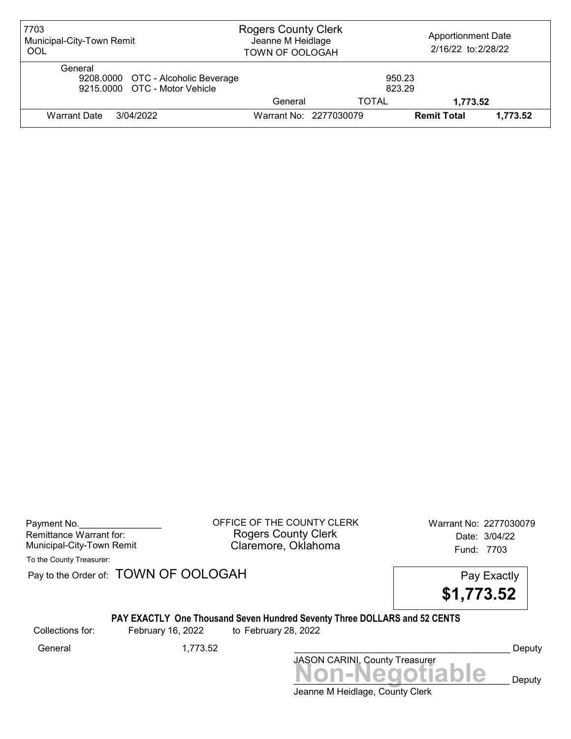| 7703 Municipal-City-Town Remit OOL | Rogers County Clerk Jeanne M Heidlage TOWN OF OOLOGAH | Apportionment Date 2/16/22 to: 2/28/22 |
|---|---|---|

General

| Code | Description | Amount |
|---|---|---|
| 9208.0000 | OTC - Alcoholic Beverage | 950.23 |
| 9215.0000 | OTC - Motor Vehicle | 823.29 |
| | General TOTAL | 1,773.52 |

Warrant Date 3/04/2022 | Warrant No: 2277030079 | **Remit Total** **1,773.52**

---

Payment No.________________

Remittance Warrant for:
Municipal-City-Town Remit

OFFICE OF THE COUNTY CLERK
Rogers County Clerk
Claremore, Oklahoma

Warrant No: 2277030079
Date: 3/04/22
Fund: 7703

To the County Treasurer:

Pay to the Order of: TOWN OF OOLOGAH

Pay Exactly
**$1,773.52**

**PAY EXACTLY One Thousand Seven Hundred Seventy Three DOLLARS and 52 CENTS**

Collections for: February 16, 2022 to February 28, 2022

General 1,773.52

__________________________________________ Deputy
JASON CARINI, County Treasurer

**Non-Negotiable**

__________________________________________ Deputy
Jeanne M Heidlage, County Clerk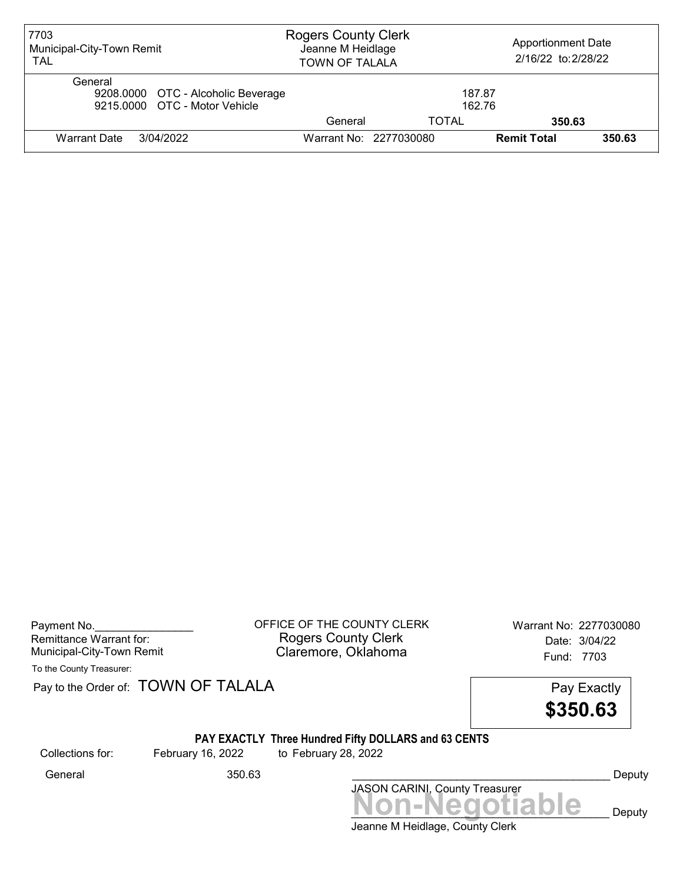| 7703 Municipal-City-Town Remit TAL | Rogers County Clerk Jeanne M Heidlage TOWN OF TALALA | Apportionment Date 2/16/22 to: 2/28/22 |
|---|---|---|

General

| | | |
|---|---|---|
| 9208.0000 | OTC - Alcoholic Beverage | 187.87 |
| 9215.0000 | OTC - Motor Vehicle | 162.76 |
| | General TOTAL | **350.63** |

Warrant Date 3/04/2022 — Warrant No: 2277030080 — **Remit Total** **350.63**

---

Payment No.________________
Remittance Warrant for:
Municipal-City-Town Remit

OFFICE OF THE COUNTY CLERK
Rogers County Clerk
Claremore, Oklahoma

Warrant No: 2277030080
Date: 3/04/22
Fund: 7703

To the County Treasurer:

Pay to the Order of: TOWN OF TALALA

Pay Exactly
**$350.63**

**PAY EXACTLY Three Hundred Fifty DOLLARS and 63 CENTS**

Collections for: February 16, 2022 to February 28, 2022

General 350.63

__________________________________________ Deputy
JASON CARINI, County Treasurer

**Non-Negotiable**

__________________________________________ Deputy
Jeanne M Heidlage, County Clerk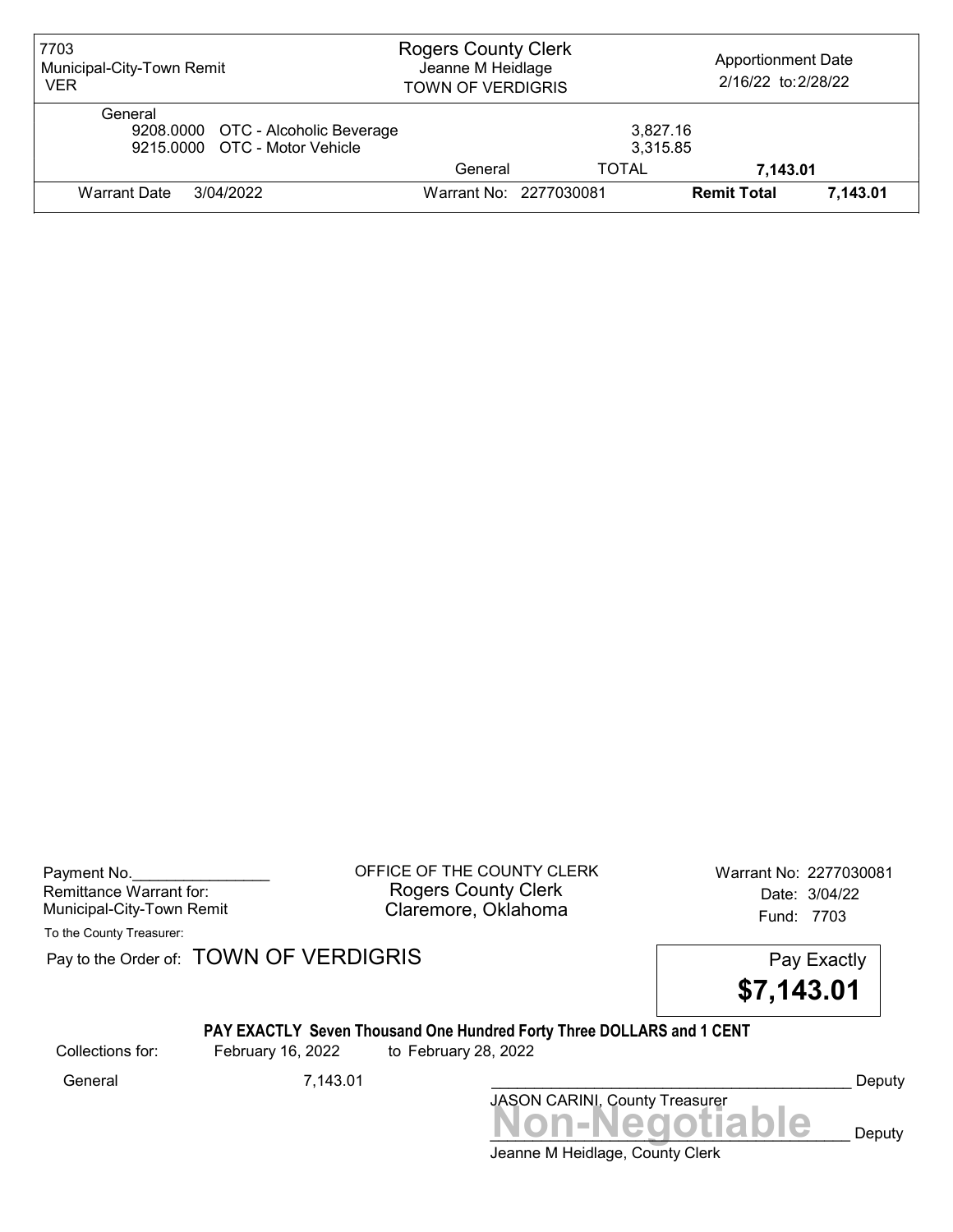| 7703 Municipal-City-Town Remit VER | Rogers County Clerk Jeanne M Heidlage TOWN OF VERDIGRIS | | Apportionment Date 2/16/22 to: 2/28/22 | |
|---|---|---|---|---|
| General | | | | |
| 9208.0000 OTC - Alcoholic Beverage | | 3,827.16 | | |
| 9215.0000 OTC - Motor Vehicle | | 3,315.85 | | |
| | General | TOTAL | **7,143.01** | |
| Warrant Date 3/04/2022 | Warrant No: 2277030081 | | **Remit Total** | **7,143.01** |

Payment No.________________
Remittance Warrant for:
Municipal-City-Town Remit

OFFICE OF THE COUNTY CLERK
Rogers County Clerk
Claremore, Oklahoma

Warrant No: 2277030081
Date: 3/04/22
Fund: 7703

To the County Treasurer:

Pay to the Order of: TOWN OF VERDIGRIS

Pay Exactly
**$7,143.01**

**PAY EXACTLY Seven Thousand One Hundred Forty Three DOLLARS and 1 CENT**

Collections for: February 16, 2022 to February 28, 2022

General 7,143.01

__________________________________________ Deputy
JASON CARINI, County Treasurer

**Non-Negotiable**
__________________________________________ Deputy
Jeanne M Heidlage, County Clerk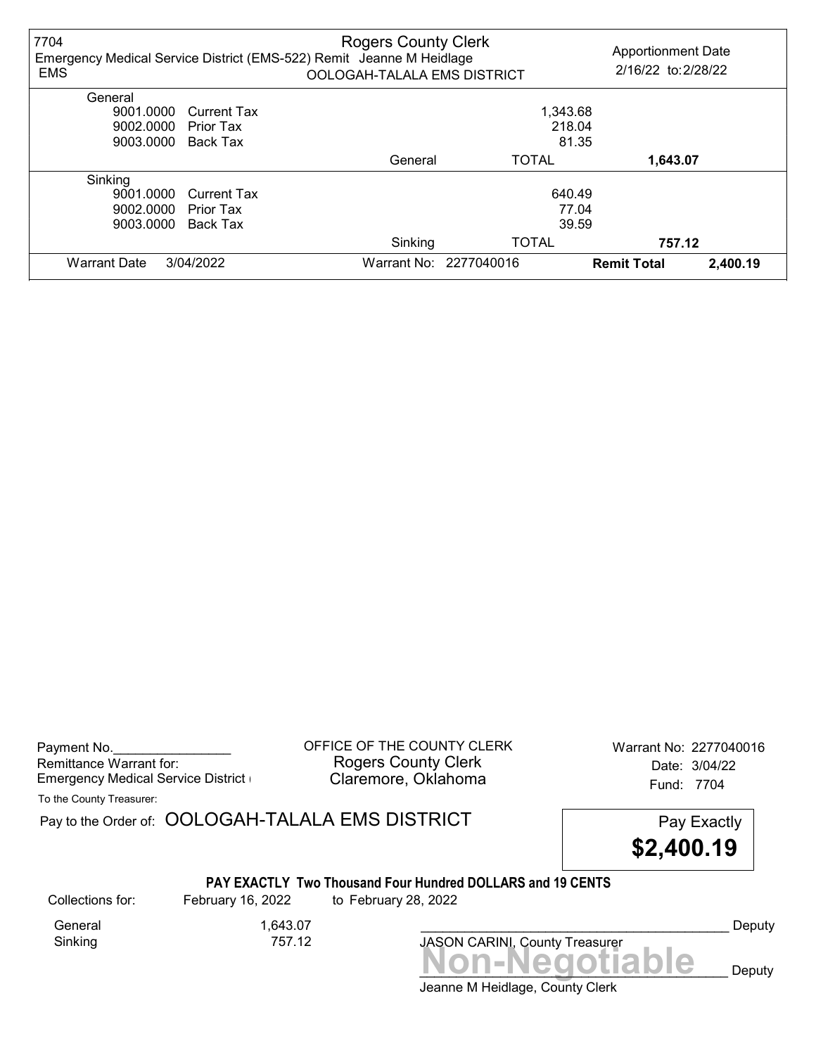| 7704 | Rogers County Clerk | | | Apportionment Date |
|---|---|---|---|---|
| Emergency Medical Service District (EMS-522) Remit Jeanne M Heidlage | | | | 2/16/22 to: 2/28/22 |
| EMS | OOLOGAH-TALALA EMS DISTRICT | | | |

| | | | | |
|---|---|---|---|---|
| **General** | | | | |
| 9001.0000 | Current Tax | | 1,343.68 | |
| 9002.0000 | Prior Tax | | 218.04 | |
| 9003.0000 | Back Tax | | 81.35 | |
| | | General | TOTAL | **1,643.07** |
| **Sinking** | | | | |
| 9001.0000 | Current Tax | | 640.49 | |
| 9002.0000 | Prior Tax | | 77.04 | |
| 9003.0000 | Back Tax | | 39.59 | |
| | | Sinking | TOTAL | **757.12** |
| Warrant Date | 3/04/2022 | Warrant No: 2277040016 | **Remit Total** | **2,400.19** |

Payment No.________________

Remittance Warrant for:

Emergency Medical Service District (

To the County Treasurer:

OFFICE OF THE COUNTY CLERK

Rogers County Clerk

Claremore, Oklahoma

Warrant No: 2277040016

Date: 3/04/22

Fund: 7704

Pay to the Order of: OOLOGAH-TALALA EMS DISTRICT

Pay Exactly

**$2,400.19**

**PAY EXACTLY Two Thousand Four Hundred DOLLARS and 19 CENTS**

| Collections for: | February 16, 2022 | to February 28, 2022 |
|---|---|---|
| General | 1,643.07 | |
| Sinking | 757.12 | |

_________________________________________ Deputy

JASON CARINI, County Treasurer

**Non-Negotiable**

_________________________________________ Deputy

Jeanne M Heidlage, County Clerk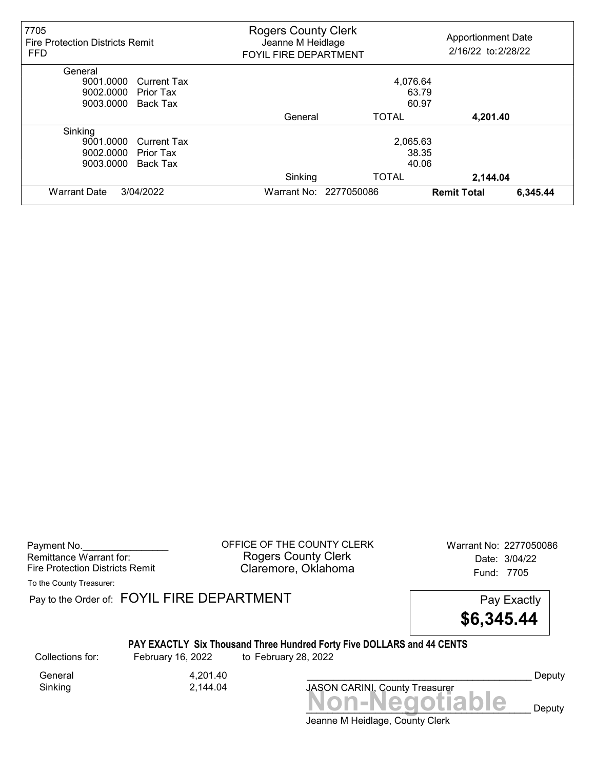| 7705 Fire Protection Districts Remit FFD | Rogers County Clerk Jeanne M Heidlage FOYIL FIRE DEPARTMENT | | Apportionment Date 2/16/22 to: 2/28/22 | |
|---|---|---|---|---|
| **General** | | | | |
| 9001.0000 Current Tax | | 4,076.64 | | |
| 9002.0000 Prior Tax | | 63.79 | | |
| 9003.0000 Back Tax | | 60.97 | | |
| | General | TOTAL | **4,201.40** | |
| **Sinking** | | | | |
| 9001.0000 Current Tax | | 2,065.63 | | |
| 9002.0000 Prior Tax | | 38.35 | | |
| 9003.0000 Back Tax | | 40.06 | | |
| | Sinking | TOTAL | **2,144.04** | |
| Warrant Date 3/04/2022 | Warrant No: 2277050086 | | **Remit Total** | **6,345.44** |

Payment No.________________
Remittance Warrant for:
Fire Protection Districts Remit

OFFICE OF THE COUNTY CLERK
Rogers County Clerk
Claremore, Oklahoma

Warrant No: 2277050086
Date: 3/04/22
Fund: 7705

To the County Treasurer:

Pay to the Order of: FOYIL FIRE DEPARTMENT

Pay Exactly **$6,345.44**

**PAY EXACTLY Six Thousand Three Hundred Forty Five DOLLARS and 44 CENTS**

Collections for: February 16, 2022 to February 28, 2022

| | |
|---|---|
| General | 4,201.40 |
| Sinking | 2,144.04 |

_________________________________________ Deputy
JASON CARINI, County Treasurer

**Non-Negotiable**

_________________________________________ Deputy
Jeanne M Heidlage, County Clerk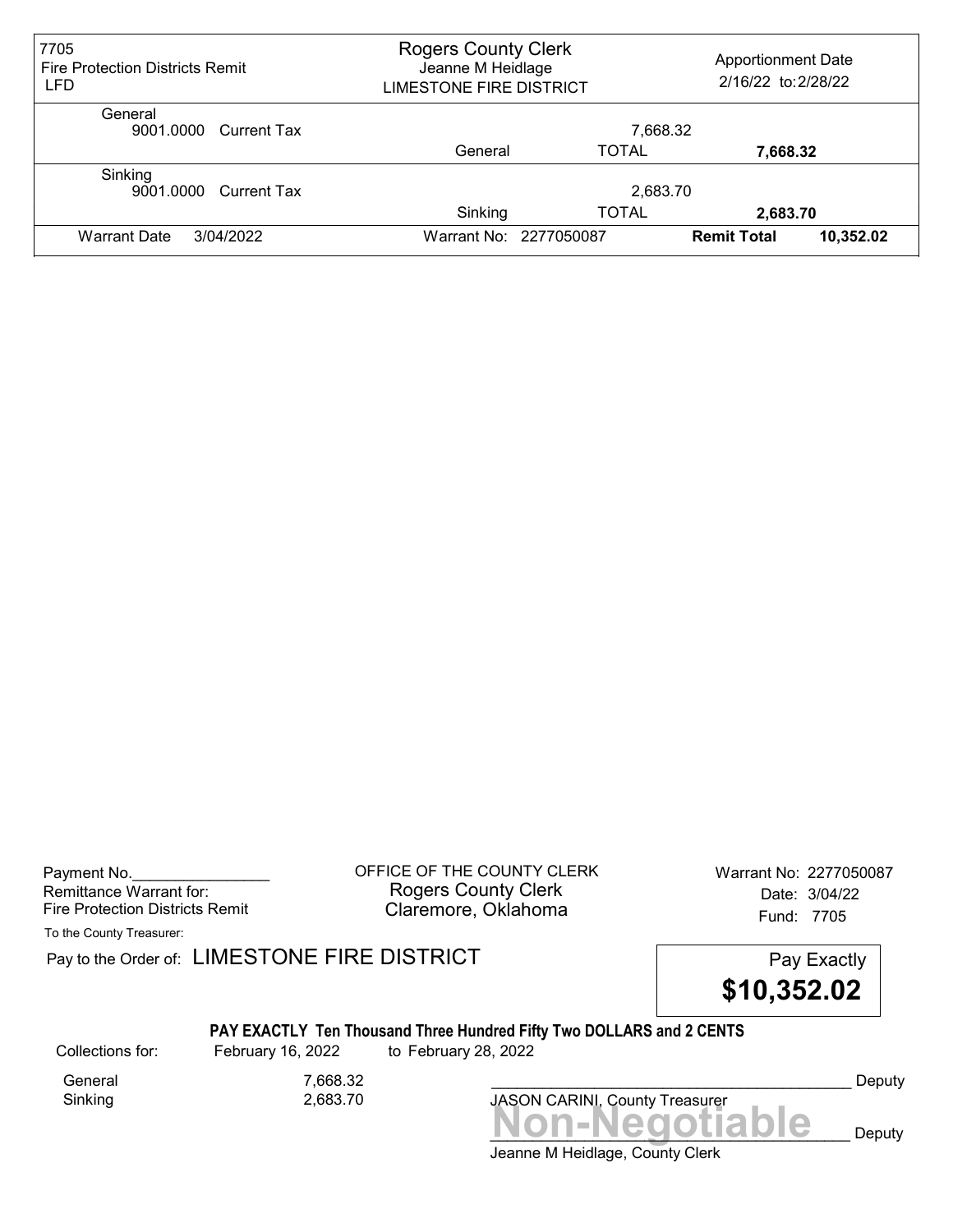| 7705 Fire Protection Districts Remit LFD | Rogers County Clerk Jeanne M Heidlage LIMESTONE FIRE DISTRICT | | Apportionment Date 2/16/22 to: 2/28/22 | |
|---|---|---|---|---|
| General | | | | |
| 9001.0000 Current Tax | | 7,668.32 | | |
| | General | TOTAL | 7,668.32 | |
| Sinking | | | | |
| 9001.0000 Current Tax | | 2,683.70 | | |
| | Sinking | TOTAL | 2,683.70 | |
| Warrant Date 3/04/2022 | Warrant No: 2277050087 | | **Remit Total** | **10,352.02** |

Payment No.________________
Remittance Warrant for:
Fire Protection Districts Remit

OFFICE OF THE COUNTY CLERK
Rogers County Clerk
Claremore, Oklahoma

Warrant No: 2277050087
Date: 3/04/22
Fund: 7705

To the County Treasurer:

Pay to the Order of: LIMESTONE FIRE DISTRICT

Pay Exactly
**$10,352.02**

**PAY EXACTLY Ten Thousand Three Hundred Fifty Two DOLLARS and 2 CENTS**

Collections for: February 16, 2022 to February 28, 2022

| | |
|---|---|
| General | 7,668.32 |
| Sinking | 2,683.70 |

__________________________________________ Deputy
JASON CARINI, County Treasurer

**Non-Negotiable**

__________________________________________ Deputy
Jeanne M Heidlage, County Clerk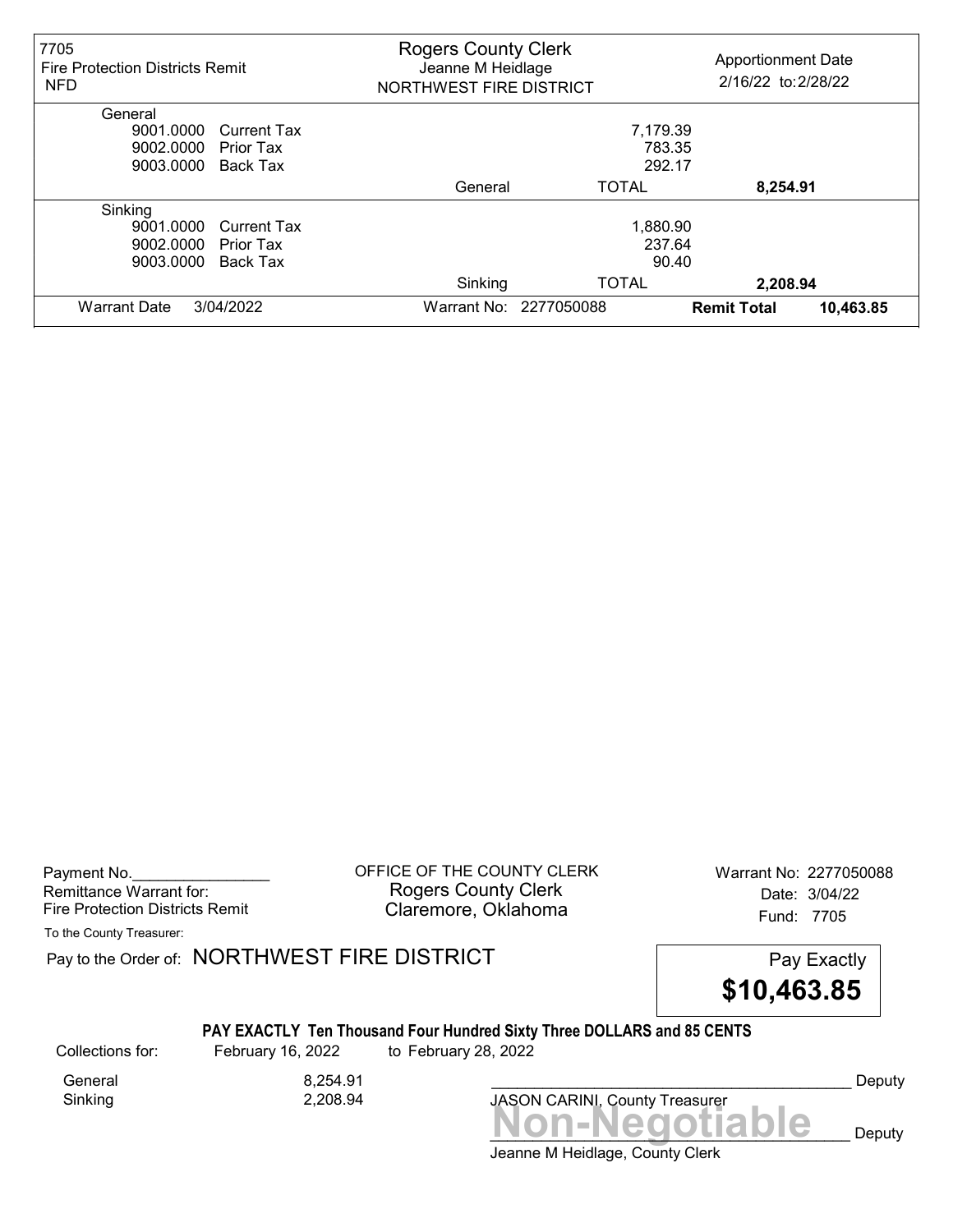| 7705 Fire Protection Districts Remit NFD | Rogers County Clerk Jeanne M Heidlage NORTHWEST FIRE DISTRICT | | Apportionment Date 2/16/22 to: 2/28/22 |
|---|---|---|---|
| **General** | | | |
| 9001.0000 Current Tax | | 7,179.39 | |
| 9002.0000 Prior Tax | | 783.35 | |
| 9003.0000 Back Tax | | 292.17 | |
| | General | TOTAL | **8,254.91** |
| **Sinking** | | | |
| 9001.0000 Current Tax | | 1,880.90 | |
| 9002.0000 Prior Tax | | 237.64 | |
| 9003.0000 Back Tax | | 90.40 | |
| | Sinking | TOTAL | **2,208.94** |
| Warrant Date 3/04/2022 | Warrant No: 2277050088 | | **Remit Total** **10,463.85** |

Payment No.________________
Remittance Warrant for:
Fire Protection Districts Remit

OFFICE OF THE COUNTY CLERK
Rogers County Clerk
Claremore, Oklahoma

Warrant No: 2277050088
Date: 3/04/22
Fund: 7705

To the County Treasurer:

Pay to the Order of: NORTHWEST FIRE DISTRICT

Pay Exactly
**$10,463.85**

**PAY EXACTLY Ten Thousand Four Hundred Sixty Three DOLLARS and 85 CENTS**

Collections for: February 16, 2022 to February 28, 2022

| | |
|---|---|
| General | 8,254.91 |
| Sinking | 2,208.94 |

__________________________________________ Deputy
JASON CARINI, County Treasurer

**Non-Negotiable**

__________________________________________ Deputy
Jeanne M Heidlage, County Clerk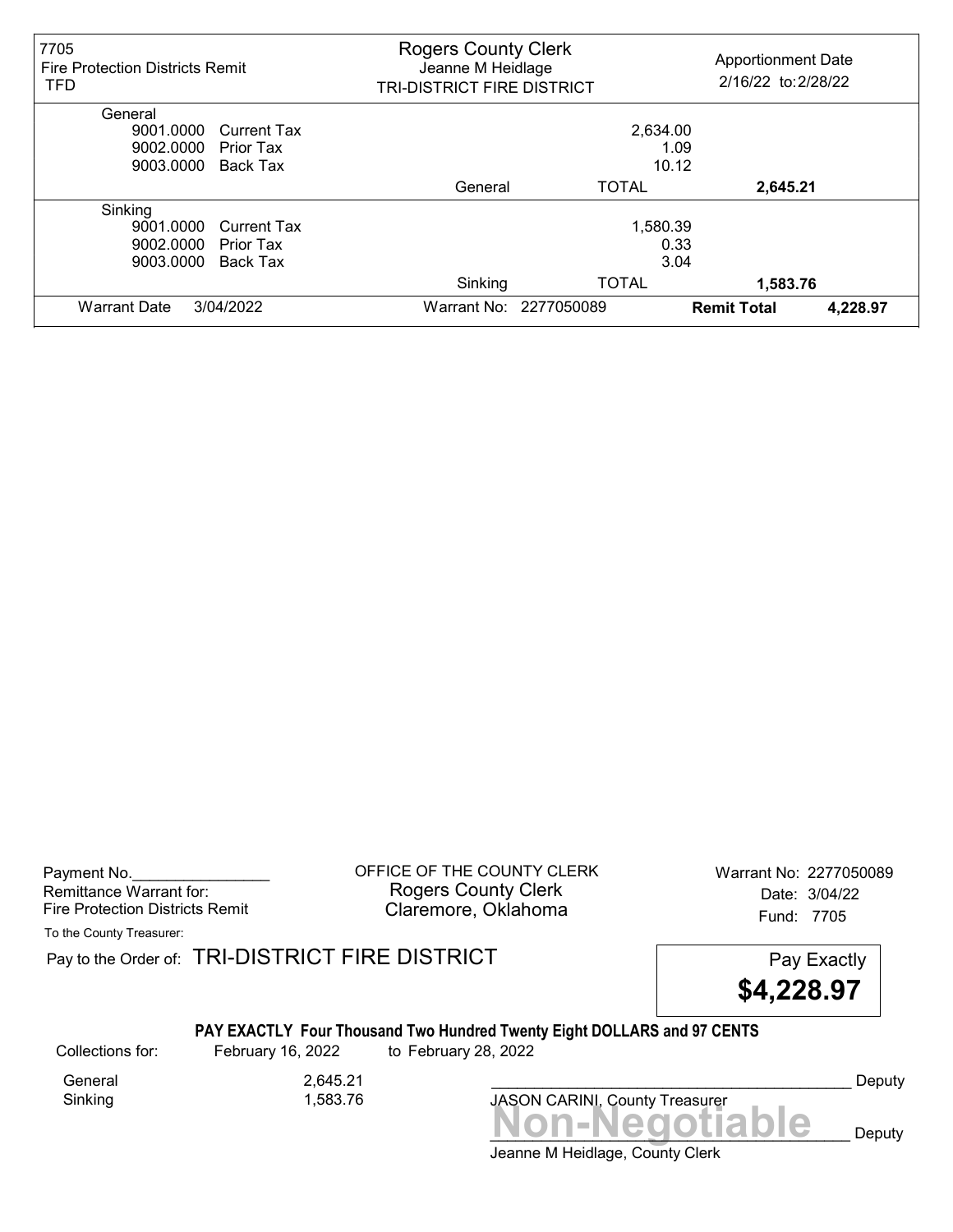| 7705 Fire Protection Districts Remit TFD | Rogers County Clerk Jeanne M Heidlage TRI-DISTRICT FIRE DISTRICT | | Apportionment Date 2/16/22 to: 2/28/22 | |
|---|---|---|---|---|
| **General** | | | | |
| 9001.0000 Current Tax | | 2,634.00 | | |
| 9002.0000 Prior Tax | | 1.09 | | |
| 9003.0000 Back Tax | | 10.12 | | |
| | General | TOTAL | **2,645.21** | |
| **Sinking** | | | | |
| 9001.0000 Current Tax | | 1,580.39 | | |
| 9002.0000 Prior Tax | | 0.33 | | |
| 9003.0000 Back Tax | | 3.04 | | |
| | Sinking | TOTAL | **1,583.76** | |
| Warrant Date 3/04/2022 | Warrant No: 2277050089 | | **Remit Total** | **4,228.97** |

Payment No.________________
Remittance Warrant for:
Fire Protection Districts Remit

OFFICE OF THE COUNTY CLERK
Rogers County Clerk
Claremore, Oklahoma

Warrant No: 2277050089
Date: 3/04/22
Fund: 7705

To the County Treasurer:

Pay to the Order of: TRI-DISTRICT FIRE DISTRICT

Pay Exactly
**$4,228.97**

**PAY EXACTLY Four Thousand Two Hundred Twenty Eight DOLLARS and 97 CENTS**

Collections for: February 16, 2022 to February 28, 2022

| | |
|---|---|
| General | 2,645.21 |
| Sinking | 1,583.76 |

_________________________________________ Deputy
JASON CARINI, County Treasurer

**Non-Negotiable**

_________________________________________ Deputy
Jeanne M Heidlage, County Clerk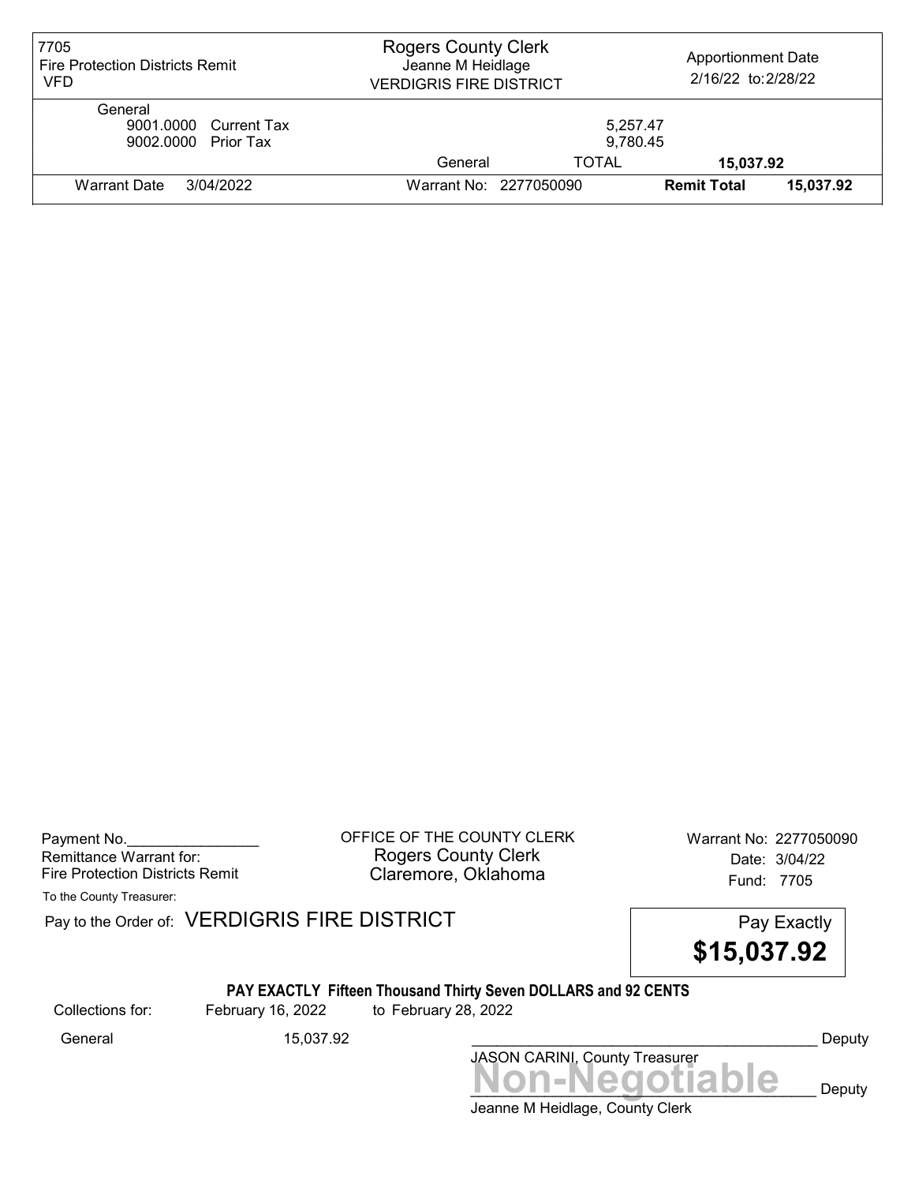| 7705 Fire Protection Districts Remit VFD | Rogers County Clerk Jeanne M Heidlage VERDIGRIS FIRE DISTRICT | Apportionment Date 2/16/22 to: 2/28/22 | |
|---|---|---|---|
| General | | | |
| 9001.0000 Current Tax | | 5,257.47 | |
| 9002.0000 Prior Tax | | 9,780.45 | |
| | General | TOTAL | **15,037.92** |
| Warrant Date 3/04/2022 | Warrant No: 2277050090 | **Remit Total** | **15,037.92** |

Payment No.________________
Remittance Warrant for:
Fire Protection Districts Remit

OFFICE OF THE COUNTY CLERK
Rogers County Clerk
Claremore, Oklahoma

Warrant No: 2277050090
Date: 3/04/22
Fund: 7705

To the County Treasurer:

Pay to the Order of: VERDIGRIS FIRE DISTRICT

Pay Exactly
**$15,037.92**

**PAY EXACTLY Fifteen Thousand Thirty Seven DOLLARS and 92 CENTS**

Collections for: February 16, 2022 to February 28, 2022

General 15,037.92

__________________________________________ Deputy
JASON CARINI, County Treasurer

**Non-Negotiable**
__________________________________________ Deputy
Jeanne M Heidlage, County Clerk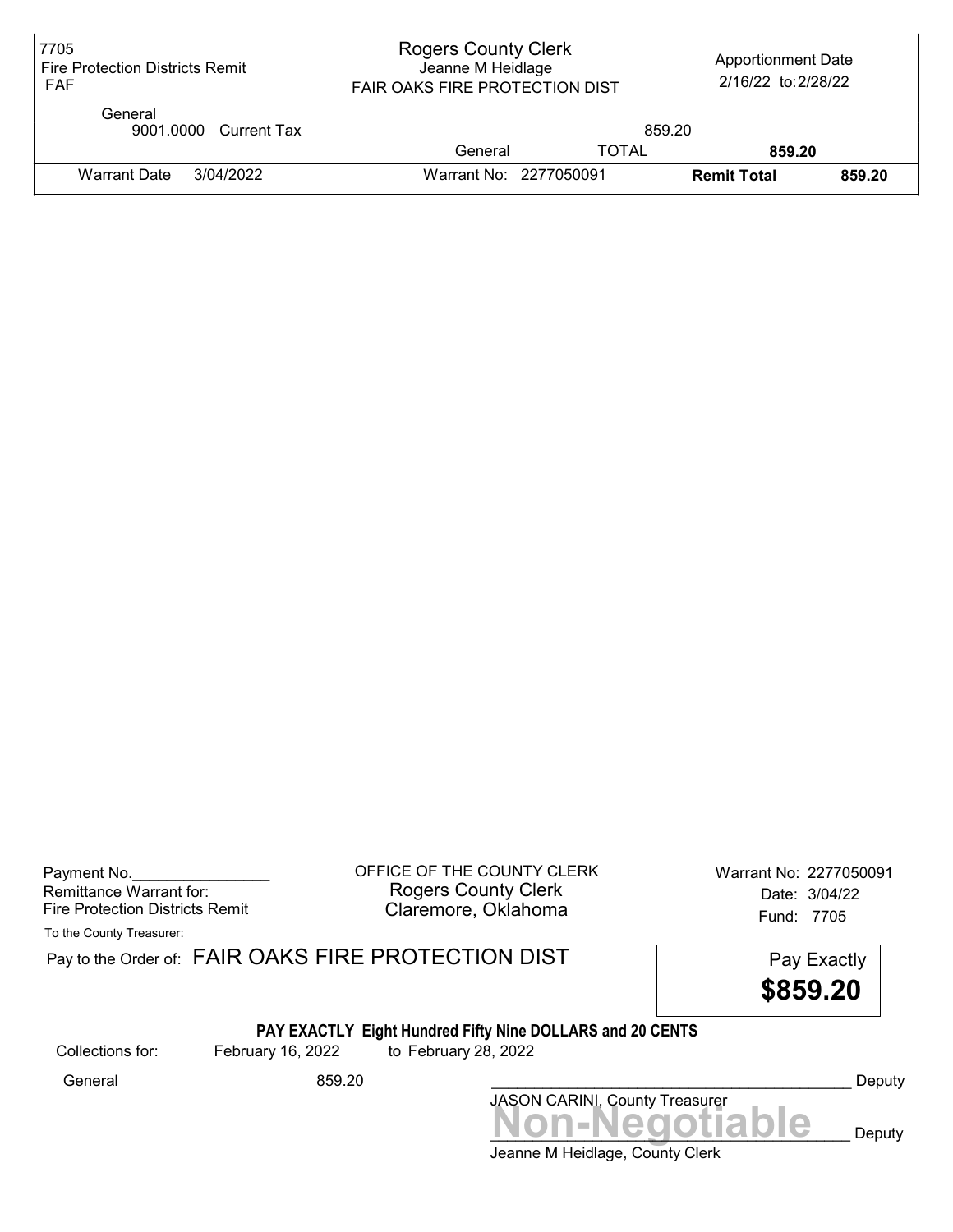| 7705 Fire Protection Districts Remit FAF | Rogers County Clerk Jeanne M Heidlage FAIR OAKS FIRE PROTECTION DIST | | Apportionment Date 2/16/22 to: 2/28/22 | |
|---|---|---|---|---|
| General 9001.0000 Current Tax | | 859.20 | | |
| | General | TOTAL | 859.20 | |
| Warrant Date 3/04/2022 | Warrant No: 2277050091 | | Remit Total | 859.20 |

Payment No.________________
Remittance Warrant for:
Fire Protection Districts Remit

OFFICE OF THE COUNTY CLERK
Rogers County Clerk
Claremore, Oklahoma

Warrant No: 2277050091
Date: 3/04/22
Fund: 7705

To the County Treasurer:

Pay to the Order of: FAIR OAKS FIRE PROTECTION DIST

Pay Exactly
**$859.20**

**PAY EXACTLY Eight Hundred Fifty Nine DOLLARS and 20 CENTS**

Collections for: February 16, 2022 to February 28, 2022

General 859.20

__________________________________________ Deputy
JASON CARINI, County Treasurer

**Non-Negotiable**

__________________________________________ Deputy
Jeanne M Heidlage, County Clerk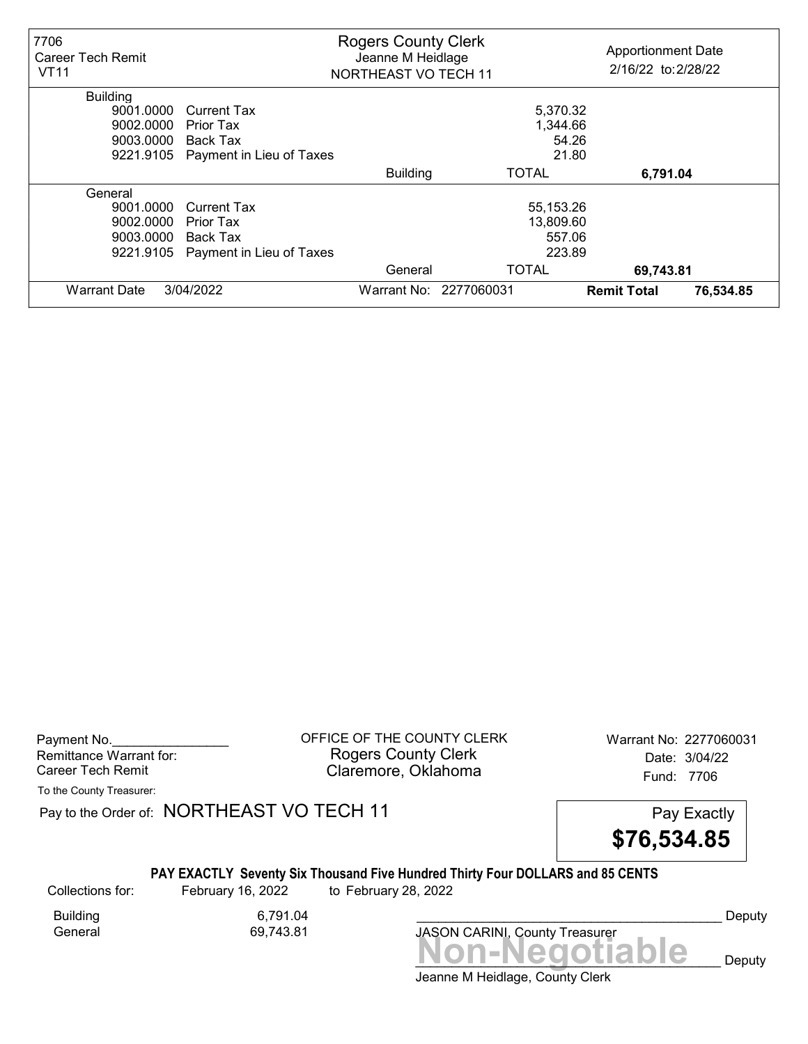| 7706 Career Tech Remit VT11 | Rogers County Clerk Jeanne M Heidlage NORTHEAST VO TECH 11 | | Apportionment Date 2/16/22 to: 2/28/22 | |
|---|---|---|---|---|
| **Building** | | | | |
| 9001.0000 Current Tax | | 5,370.32 | | |
| 9002.0000 Prior Tax | | 1,344.66 | | |
| 9003.0000 Back Tax | | 54.26 | | |
| 9221.9105 Payment in Lieu of Taxes | | 21.80 | | |
| | Building | TOTAL | 6,791.04 | |
| **General** | | | | |
| 9001.0000 Current Tax | | 55,153.26 | | |
| 9002.0000 Prior Tax | | 13,809.60 | | |
| 9003.0000 Back Tax | | 557.06 | | |
| 9221.9105 Payment in Lieu of Taxes | | 223.89 | | |
| | General | TOTAL | 69,743.81 | |
| Warrant Date 3/04/2022 | Warrant No: 2277060031 | | **Remit Total** | 76,534.85 |

Payment No.________________
Remittance Warrant for:
Career Tech Remit

OFFICE OF THE COUNTY CLERK
Rogers County Clerk
Claremore, Oklahoma

Warrant No: 2277060031
Date: 3/04/22
Fund: 7706

To the County Treasurer:

Pay to the Order of: NORTHEAST VO TECH 11

Pay Exactly **$76,534.85**

**PAY EXACTLY Seventy Six Thousand Five Hundred Thirty Four DOLLARS and 85 CENTS**

Collections for: February 16, 2022 to February 28, 2022

| | |
|---|---|
| Building | 6,791.04 |
| General | 69,743.81 |

_________________________________________ Deputy
JASON CARINI, County Treasurer

**Non-Negotiable**
_________________________________________ Deputy
Jeanne M Heidlage, County Clerk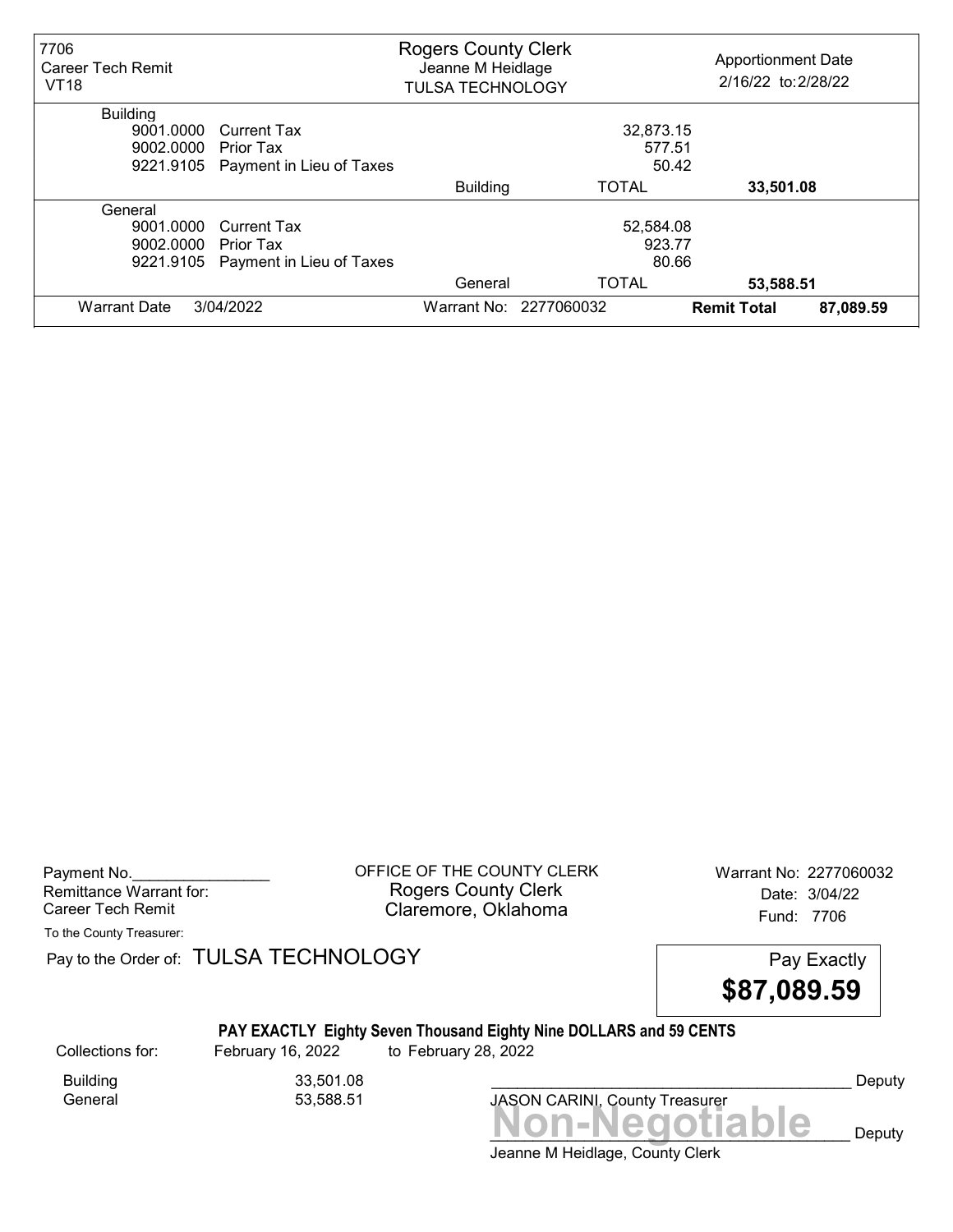| | | | |
|---|---|---|---|
| 7706<br>Career Tech Remit<br>VT18 | Rogers County Clerk<br>Jeanne M Heidlage<br>TULSA TECHNOLOGY | | Apportionment Date<br>2/16/22 to: 2/28/22 |

| | | | | |
|---|---|---|---|---|
| Building | | | | |
| 9001.0000 | Current Tax | | 32,873.15 | |
| 9002.0000 | Prior Tax | | 577.51 | |
| 9221.9105 | Payment in Lieu of Taxes | | 50.42 | |
| | | Building | TOTAL | **33,501.08** |
| General | | | | |
| 9001.0000 | Current Tax | | 52,584.08 | |
| 9002.0000 | Prior Tax | | 923.77 | |
| 9221.9105 | Payment in Lieu of Taxes | | 80.66 | |
| | | General | TOTAL | **53,588.51** |

Warrant Date 3/04/2022 | Warrant No: 2277060032 | **Remit Total 87,089.59**

Payment No.________________
Remittance Warrant for:
Career Tech Remit

OFFICE OF THE COUNTY CLERK
Rogers County Clerk
Claremore, Oklahoma

Warrant No: 2277060032
Date: 3/04/22
Fund: 7706

To the County Treasurer:

Pay to the Order of: TULSA TECHNOLOGY

Pay Exactly
**$87,089.59**

**PAY EXACTLY Eighty Seven Thousand Eighty Nine DOLLARS and 59 CENTS**

Collections for: February 16, 2022 to February 28, 2022

| | |
|---|---|
| Building | 33,501.08 |
| General | 53,588.51 |

_______________________________________ Deputy
JASON CARINI, County Treasurer

**Non-Negotiable**
_______________________________________ Deputy
Jeanne M Heidlage, County Clerk